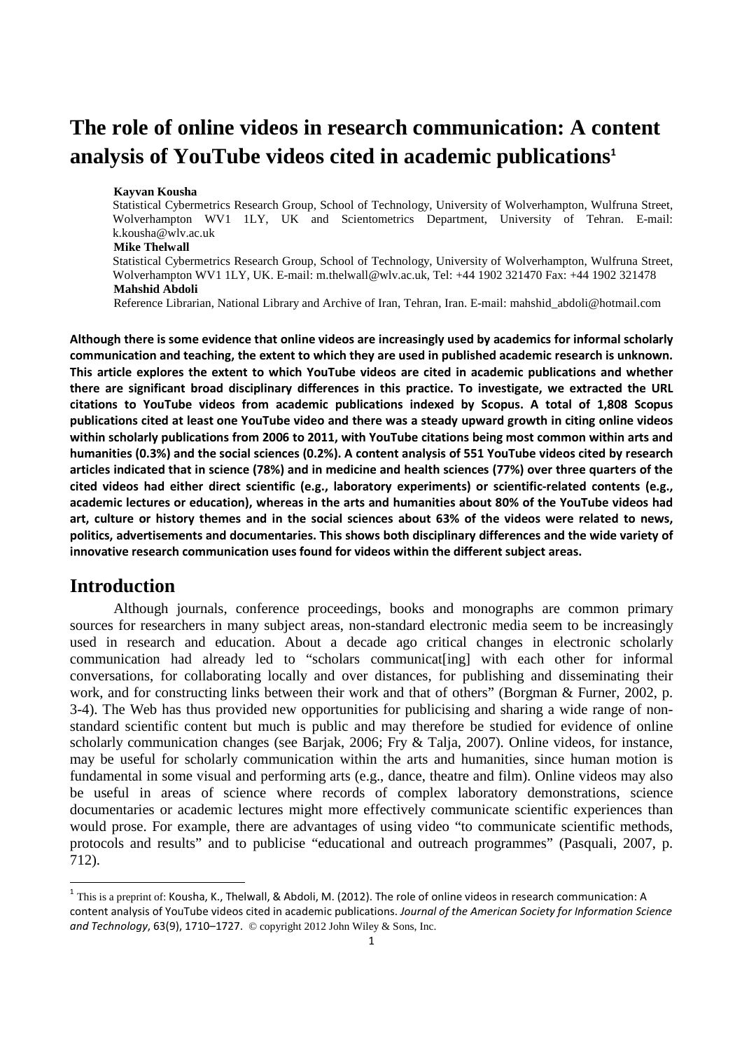# The role of online videos in research communication: A content analysis of YouTube videos cited in academic publications[1]

**Kayvan Kousha**

Statistical Cybermetrics Research Group, School of Technology, University of Wolverhampton, Wulfruna Street, Wolverhampton WV1 1LY, UK and Scientometrics Department, University of Tehran. E-mail: k.kousha@wlv.ac.uk

**Mike Thelwall**

Statistical Cybermetrics Research Group, School of Technology, University of Wolverhampton, Wulfruna Street, Wolverhampton WV1 1LY, UK. E-mail: m.thelwall@wlv.ac.uk, Tel: +44 1902 321470 Fax: +44 1902 321478

**Mahshid Abdoli**

Reference Librarian, National Library and Archive of Iran, Tehran, Iran. E-mail: mahshid_abdoli@hotmail.com

**Although there is some evidence that online videos are increasingly used by academics for informal scholarly communication and teaching, the extent to which they are used in published academic research is unknown. This article explores the extent to which YouTube videos are cited in academic publications and whether there are significant broad disciplinary differences in this practice. To investigate, we extracted the URL citations to YouTube videos from academic publications indexed by Scopus. A total of 1,808 Scopus publications cited at least one YouTube video and there was a steady upward growth in citing online videos within scholarly publications from 2006 to 2011, with YouTube citations being most common within arts and humanities (0.3%) and the social sciences (0.2%). A content analysis of 551 YouTube videos cited by research articles indicated that in science (78%) and in medicine and health sciences (77%) over three quarters of the cited videos had either direct scientific (e.g., laboratory experiments) or scientific-related contents (e.g., academic lectures or education), whereas in the arts and humanities about 80% of the YouTube videos had art, culture or history themes and in the social sciences about 63% of the videos were related to news, politics, advertisements and documentaries. This shows both disciplinary differences and the wide variety of innovative research communication uses found for videos within the different subject areas.**

## Introduction

Although journals, conference proceedings, books and monographs are common primary sources for researchers in many subject areas, non-standard electronic media seem to be increasingly used in research and education. About a decade ago critical changes in electronic scholarly communication had already led to "scholars communicat[ing] with each other for informal conversations, for collaborating locally and over distances, for publishing and disseminating their work, and for constructing links between their work and that of others" (Borgman & Furner, 2002, p. 3-4). The Web has thus provided new opportunities for publicising and sharing a wide range of non-standard scientific content but much is public and may therefore be studied for evidence of online scholarly communication changes (see Barjak, 2006; Fry & Talja, 2007). Online videos, for instance, may be useful for scholarly communication within the arts and humanities, since human motion is fundamental in some visual and performing arts (e.g., dance, theatre and film). Online videos may also be useful in areas of science where records of complex laboratory demonstrations, science documentaries or academic lectures might more effectively communicate scientific experiences than would prose. For example, there are advantages of using video "to communicate scientific methods, protocols and results" and to publicise "educational and outreach programmes" (Pasquali, 2007, p. 712).

[1] This is a preprint of: Kousha, K., Thelwall, M., & Abdoli, M. (2012). The role of online videos in research communication: A content analysis of YouTube videos cited in academic publications. *Journal of the American Society for Information Science and Technology*, 63(9), 1710–1727. © copyright 2012 John Wiley & Sons, Inc.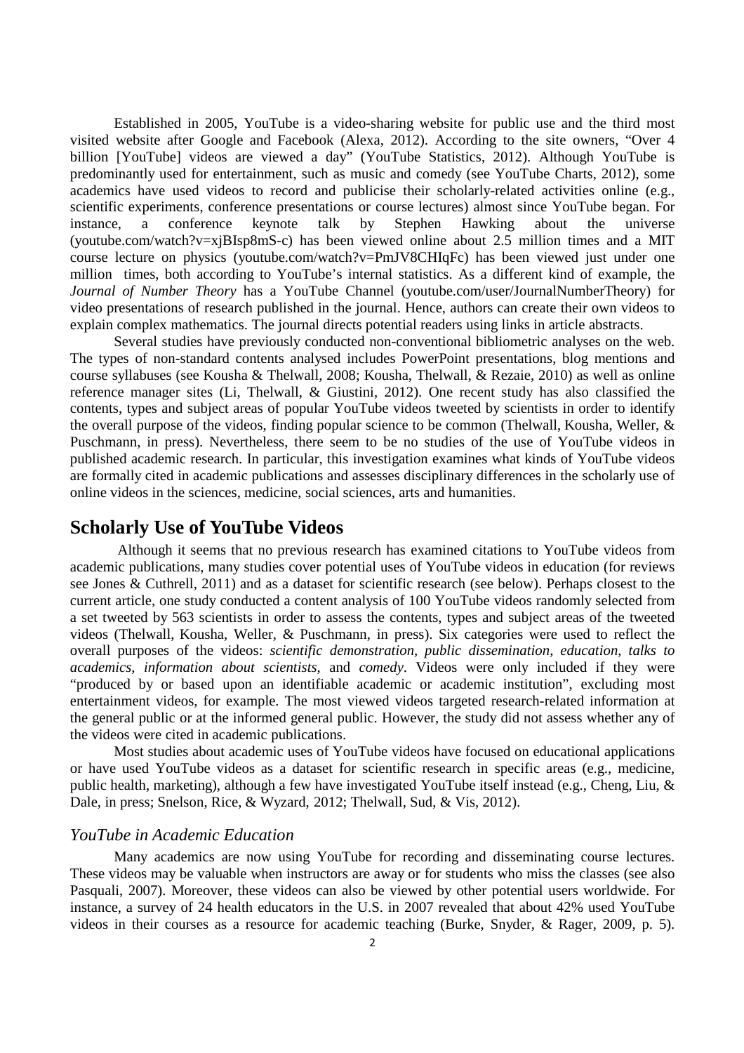Established in 2005, YouTube is a video-sharing website for public use and the third most visited website after Google and Facebook (Alexa, 2012). According to the site owners, "Over 4 billion [YouTube] videos are viewed a day" (YouTube Statistics, 2012). Although YouTube is predominantly used for entertainment, such as music and comedy (see YouTube Charts, 2012), some academics have used videos to record and publicise their scholarly-related activities online (e.g., scientific experiments, conference presentations or course lectures) almost since YouTube began. For instance, a conference keynote talk by Stephen Hawking about the universe (youtube.com/watch?v=xjBIsp8mS-c) has been viewed online about 2.5 million times and a MIT course lecture on physics (youtube.com/watch?v=PmJV8CHIqFc) has been viewed just under one million times, both according to YouTube's internal statistics. As a different kind of example, the *Journal of Number Theory* has a YouTube Channel (youtube.com/user/JournalNumberTheory) for video presentations of research published in the journal. Hence, authors can create their own videos to explain complex mathematics. The journal directs potential readers using links in article abstracts.

Several studies have previously conducted non-conventional bibliometric analyses on the web. The types of non-standard contents analysed includes PowerPoint presentations, blog mentions and course syllabuses (see Kousha & Thelwall, 2008; Kousha, Thelwall, & Rezaie, 2010) as well as online reference manager sites (Li, Thelwall, & Giustini, 2012). One recent study has also classified the contents, types and subject areas of popular YouTube videos tweeted by scientists in order to identify the overall purpose of the videos, finding popular science to be common (Thelwall, Kousha, Weller, & Puschmann, in press). Nevertheless, there seem to be no studies of the use of YouTube videos in published academic research. In particular, this investigation examines what kinds of YouTube videos are formally cited in academic publications and assesses disciplinary differences in the scholarly use of online videos in the sciences, medicine, social sciences, arts and humanities.

## Scholarly Use of YouTube Videos

Although it seems that no previous research has examined citations to YouTube videos from academic publications, many studies cover potential uses of YouTube videos in education (for reviews see Jones & Cuthrell, 2011) and as a dataset for scientific research (see below). Perhaps closest to the current article, one study conducted a content analysis of 100 YouTube videos randomly selected from a set tweeted by 563 scientists in order to assess the contents, types and subject areas of the tweeted videos (Thelwall, Kousha, Weller, & Puschmann, in press). Six categories were used to reflect the overall purposes of the videos: *scientific demonstration, public dissemination, education, talks to academics, information about scientists,* and *comedy*. Videos were only included if they were "produced by or based upon an identifiable academic or academic institution", excluding most entertainment videos, for example. The most viewed videos targeted research-related information at the general public or at the informed general public. However, the study did not assess whether any of the videos were cited in academic publications.

Most studies about academic uses of YouTube videos have focused on educational applications or have used YouTube videos as a dataset for scientific research in specific areas (e.g., medicine, public health, marketing), although a few have investigated YouTube itself instead (e.g., Cheng, Liu, & Dale, in press; Snelson, Rice, & Wyzard, 2012; Thelwall, Sud, & Vis, 2012).

### *YouTube in Academic Education*

Many academics are now using YouTube for recording and disseminating course lectures. These videos may be valuable when instructors are away or for students who miss the classes (see also Pasquali, 2007). Moreover, these videos can also be viewed by other potential users worldwide. For instance, a survey of 24 health educators in the U.S. in 2007 revealed that about 42% used YouTube videos in their courses as a resource for academic teaching (Burke, Snyder, & Rager, 2009, p. 5).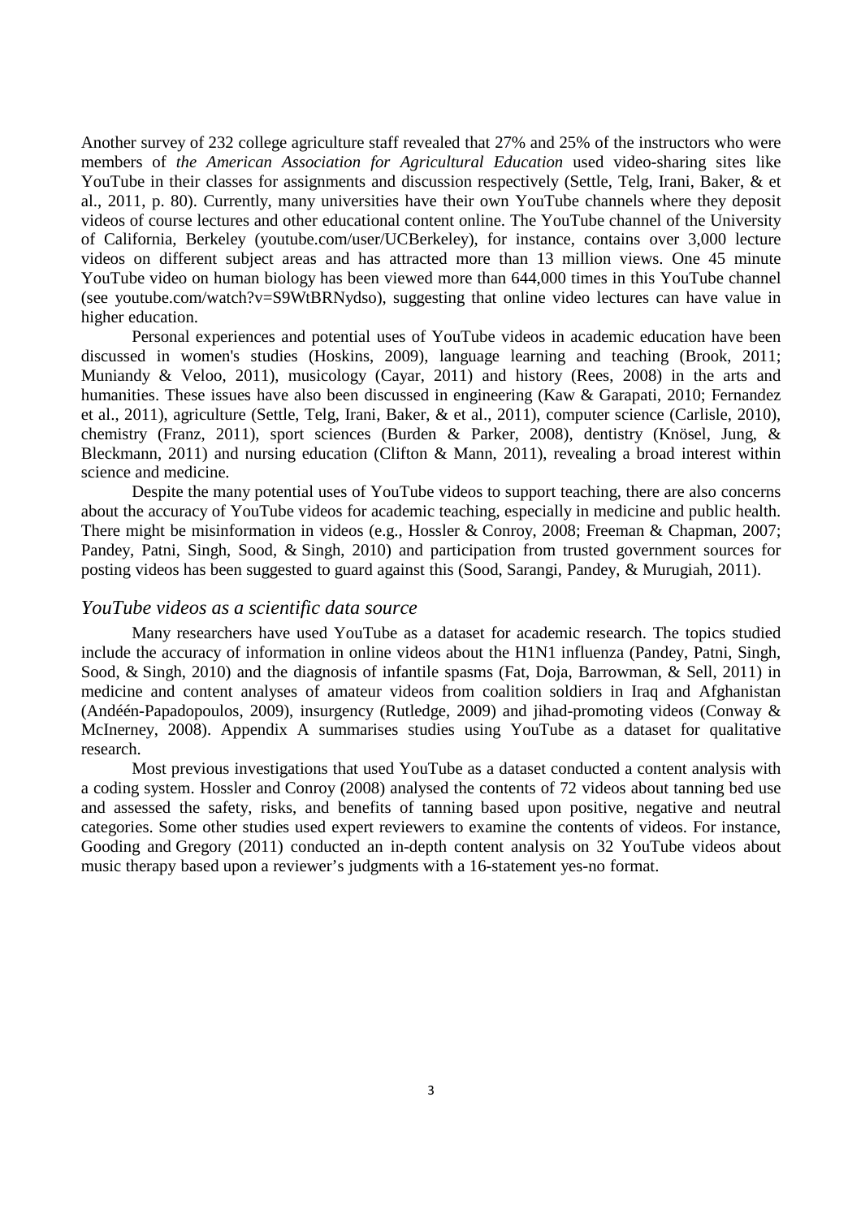Another survey of 232 college agriculture staff revealed that 27% and 25% of the instructors who were members of *the American Association for Agricultural Education* used video-sharing sites like YouTube in their classes for assignments and discussion respectively (Settle, Telg, Irani, Baker, & et al., 2011, p. 80). Currently, many universities have their own YouTube channels where they deposit videos of course lectures and other educational content online. The YouTube channel of the University of California, Berkeley (youtube.com/user/UCBerkeley), for instance, contains over 3,000 lecture videos on different subject areas and has attracted more than 13 million views. One 45 minute YouTube video on human biology has been viewed more than 644,000 times in this YouTube channel (see youtube.com/watch?v=S9WtBRNydso), suggesting that online video lectures can have value in higher education.

Personal experiences and potential uses of YouTube videos in academic education have been discussed in women's studies (Hoskins, 2009), language learning and teaching (Brook, 2011; Muniandy & Veloo, 2011), musicology (Cayar, 2011) and history (Rees, 2008) in the arts and humanities. These issues have also been discussed in engineering (Kaw & Garapati, 2010; Fernandez et al., 2011), agriculture (Settle, Telg, Irani, Baker, & et al., 2011), computer science (Carlisle, 2010), chemistry (Franz, 2011), sport sciences (Burden & Parker, 2008), dentistry (Knösel, Jung, & Bleckmann, 2011) and nursing education (Clifton & Mann, 2011), revealing a broad interest within science and medicine.

Despite the many potential uses of YouTube videos to support teaching, there are also concerns about the accuracy of YouTube videos for academic teaching, especially in medicine and public health. There might be misinformation in videos (e.g., Hossler & Conroy, 2008; Freeman & Chapman, 2007; Pandey, Patni, Singh, Sood, & Singh, 2010) and participation from trusted government sources for posting videos has been suggested to guard against this (Sood, Sarangi, Pandey, & Murugiah, 2011).

## *YouTube videos as a scientific data source*

Many researchers have used YouTube as a dataset for academic research. The topics studied include the accuracy of information in online videos about the H1N1 influenza (Pandey, Patni, Singh, Sood, & Singh, 2010) and the diagnosis of infantile spasms (Fat, Doja, Barrowman, & Sell, 2011) in medicine and content analyses of amateur videos from coalition soldiers in Iraq and Afghanistan (Andéén-Papadopoulos, 2009), insurgency (Rutledge, 2009) and jihad-promoting videos (Conway & McInerney, 2008). Appendix A summarises studies using YouTube as a dataset for qualitative research.

Most previous investigations that used YouTube as a dataset conducted a content analysis with a coding system. Hossler and Conroy (2008) analysed the contents of 72 videos about tanning bed use and assessed the safety, risks, and benefits of tanning based upon positive, negative and neutral categories. Some other studies used expert reviewers to examine the contents of videos. For instance, Gooding and Gregory (2011) conducted an in-depth content analysis on 32 YouTube videos about music therapy based upon a reviewer's judgments with a 16-statement yes-no format.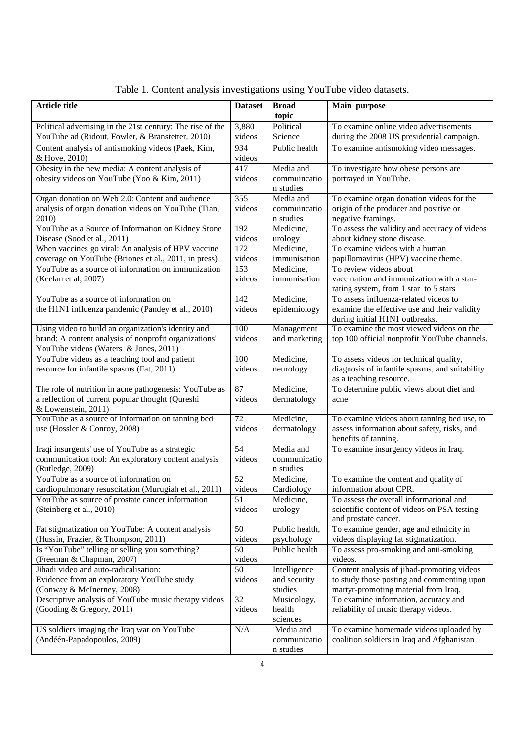Table 1. Content analysis investigations using YouTube video datasets.

| Article title | Dataset | Broad topic | Main purpose |
|---|---|---|---|
| Political advertising in the 21st century: The rise of the YouTube ad (Ridout, Fowler, & Branstetter, 2010) | 3,880 videos | Political Science | To examine online video advertisements during the 2008 US presidential campaign. |
| Content analysis of antismoking videos (Paek, Kim, & Hove, 2010) | 934 videos | Public health | To examine antismoking video messages. |
| Obesity in the new media: A content analysis of obesity videos on YouTube (Yoo & Kim, 2011) | 417 videos | Media and communicatio n studies | To investigate how obese persons are portrayed in YouTube. |
| Organ donation on Web 2.0: Content and audience analysis of organ donation videos on YouTube (Tian, 2010) | 355 videos | Media and communicatio n studies | To examine organ donation videos for the origin of the producer and positive or negative framings. |
| YouTube as a Source of Information on Kidney Stone Disease (Sood et al., 2011) | 192 videos | Medicine, urology | To assess the validity and accuracy of videos about kidney stone disease. |
| When vaccines go viral: An analysis of HPV vaccine coverage on YouTube (Briones et al., 2011, in press) | 172 videos | Medicine, immunisation | To examine videos with a human papillomavirus (HPV) vaccine theme. |
| YouTube as a source of information on immunization (Keelan et al, 2007) | 153 videos | Medicine, immunisation | To review videos about vaccination and immunization with a star-rating system, from 1 star to 5 stars |
| YouTube as a source of information on the H1N1 influenza pandemic (Pandey et al., 2010) | 142 videos | Medicine, epidemiology | To assess influenza-related videos to examine the effective use and their validity during initial H1N1 outbreaks. |
| Using video to build an organization's identity and brand: A content analysis of nonprofit organizations' YouTube videos (Waters & Jones, 2011) | 100 videos | Management and marketing | To examine the most viewed videos on the top 100 official nonprofit YouTube channels. |
| YouTube videos as a teaching tool and patient resource for infantile spasms (Fat, 2011) | 100 videos | Medicine, neurology | To assess videos for technical quality, diagnosis of infantile spasms, and suitability as a teaching resource. |
| The role of nutrition in acne pathogenesis: YouTube as a reflection of current popular thought (Qureshi & Lowenstein, 2011) | 87 videos | Medicine, dermatology | To determine public views about diet and acne. |
| YouTube as a source of information on tanning bed use (Hossler & Conroy, 2008) | 72 videos | Medicine, dermatology | To examine videos about tanning bed use, to assess information about safety, risks, and benefits of tanning. |
| Iraqi insurgents' use of YouTube as a strategic communication tool: An exploratory content analysis (Rutledge, 2009) | 54 videos | Media and communicatio n studies | To examine insurgency videos in Iraq. |
| YouTube as a source of information on cardiopulmonary resuscitation (Murugiah et al., 2011) | 52 videos | Medicine, Cardiology | To examine the content and quality of information about CPR. |
| YouTube as source of prostate cancer information (Steinberg et al., 2010) | 51 videos | Medicine, urology | To assess the overall informational and scientific content of videos on PSA testing and prostate cancer. |
| Fat stigmatization on YouTube: A content analysis (Hussin, Frazier, & Thompson, 2011) | 50 videos | Public health, psychology | To examine gender, age and ethnicity in videos displaying fat stigmatization. |
| Is "YouTube" telling or selling you something? (Freeman & Chapman, 2007) | 50 videos | Public health | To assess pro-smoking and anti-smoking videos. |
| Jihadi video and auto-radicalisation: Evidence from an exploratory YouTube study (Conway & McInerney, 2008) | 50 videos | Intelligence and security studies | Content analysis of jihad-promoting videos to study those posting and commenting upon martyr-promoting material from Iraq. |
| Descriptive analysis of YouTube music therapy videos (Gooding & Gregory, 2011) | 32 videos | Musicology, health sciences | To examine information, accuracy and reliability of music therapy videos. |
| US soldiers imaging the Iraq war on YouTube (Andéén-Papadopoulos, 2009) | N/A | Media and communicatio n studies | To examine homemade videos uploaded by coalition soldiers in Iraq and Afghanistan |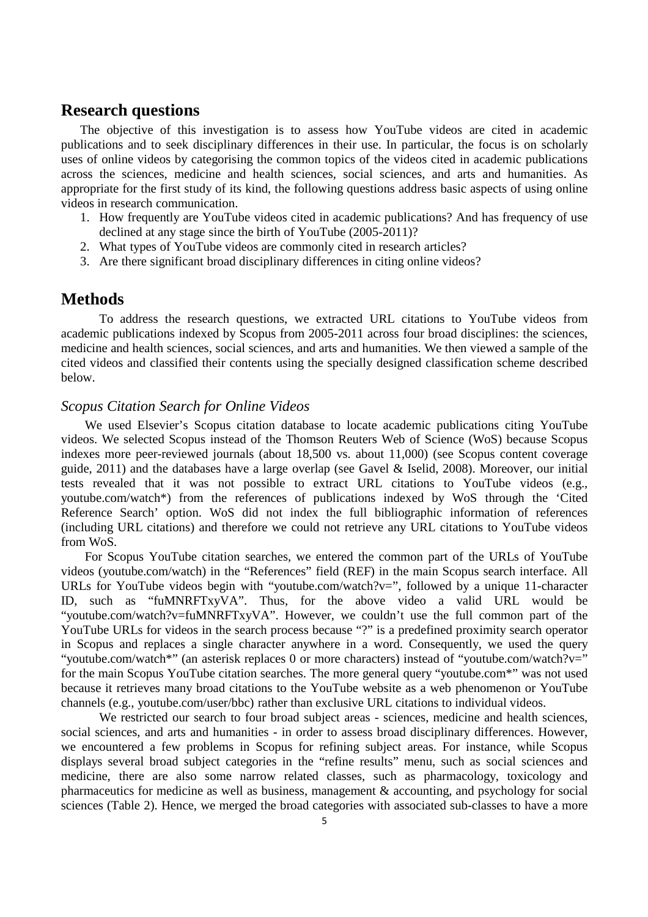## Research questions

The objective of this investigation is to assess how YouTube videos are cited in academic publications and to seek disciplinary differences in their use. In particular, the focus is on scholarly uses of online videos by categorising the common topics of the videos cited in academic publications across the sciences, medicine and health sciences, social sciences, and arts and humanities. As appropriate for the first study of its kind, the following questions address basic aspects of using online videos in research communication.

1. How frequently are YouTube videos cited in academic publications? And has frequency of use declined at any stage since the birth of YouTube (2005-2011)?
2. What types of YouTube videos are commonly cited in research articles?
3. Are there significant broad disciplinary differences in citing online videos?

## Methods

To address the research questions, we extracted URL citations to YouTube videos from academic publications indexed by Scopus from 2005-2011 across four broad disciplines: the sciences, medicine and health sciences, social sciences, and arts and humanities. We then viewed a sample of the cited videos and classified their contents using the specially designed classification scheme described below.

### *Scopus Citation Search for Online Videos*

We used Elsevier's Scopus citation database to locate academic publications citing YouTube videos. We selected Scopus instead of the Thomson Reuters Web of Science (WoS) because Scopus indexes more peer-reviewed journals (about 18,500 vs. about 11,000) (see Scopus content coverage guide, 2011) and the databases have a large overlap (see Gavel & Iselid, 2008). Moreover, our initial tests revealed that it was not possible to extract URL citations to YouTube videos (e.g., youtube.com/watch*) from the references of publications indexed by WoS through the 'Cited Reference Search' option. WoS did not index the full bibliographic information of references (including URL citations) and therefore we could not retrieve any URL citations to YouTube videos from WoS.

For Scopus YouTube citation searches, we entered the common part of the URLs of YouTube videos (youtube.com/watch) in the "References" field (REF) in the main Scopus search interface. All URLs for YouTube videos begin with "youtube.com/watch?v=", followed by a unique 11-character ID, such as "fuMNRFTxyVA". Thus, for the above video a valid URL would be "youtube.com/watch?v=fuMNRFTxyVA". However, we couldn't use the full common part of the YouTube URLs for videos in the search process because "?" is a predefined proximity search operator in Scopus and replaces a single character anywhere in a word. Consequently, we used the query "youtube.com/watch*" (an asterisk replaces 0 or more characters) instead of "youtube.com/watch?v=" for the main Scopus YouTube citation searches. The more general query "youtube.com*" was not used because it retrieves many broad citations to the YouTube website as a web phenomenon or YouTube channels (e.g., youtube.com/user/bbc) rather than exclusive URL citations to individual videos.

We restricted our search to four broad subject areas - sciences, medicine and health sciences, social sciences, and arts and humanities - in order to assess broad disciplinary differences. However, we encountered a few problems in Scopus for refining subject areas. For instance, while Scopus displays several broad subject categories in the "refine results" menu, such as social sciences and medicine, there are also some narrow related classes, such as pharmacology, toxicology and pharmaceutics for medicine as well as business, management & accounting, and psychology for social sciences (Table 2). Hence, we merged the broad categories with associated sub-classes to have a more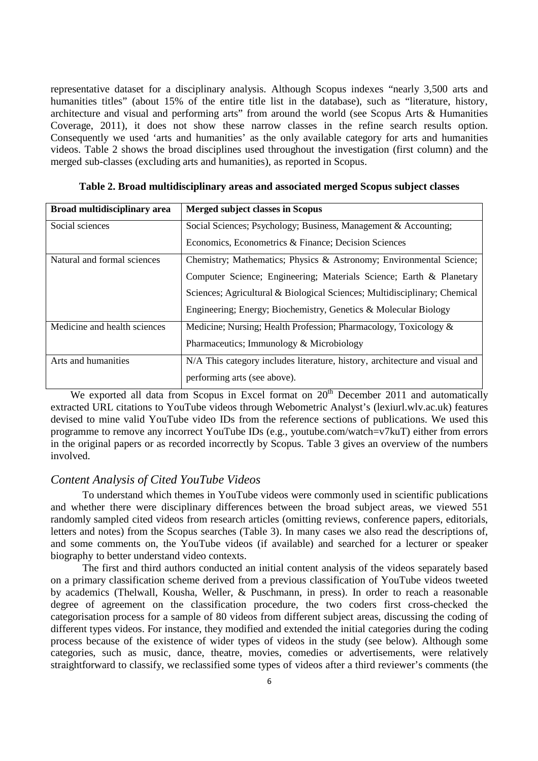representative dataset for a disciplinary analysis. Although Scopus indexes "nearly 3,500 arts and humanities titles" (about 15% of the entire title list in the database), such as "literature, history, architecture and visual and performing arts" from around the world (see Scopus Arts & Humanities Coverage, 2011), it does not show these narrow classes in the refine search results option. Consequently we used 'arts and humanities' as the only available category for arts and humanities videos. Table 2 shows the broad disciplines used throughout the investigation (first column) and the merged sub-classes (excluding arts and humanities), as reported in Scopus.

**Table 2. Broad multidisciplinary areas and associated merged Scopus subject classes**

| Broad multidisciplinary area | Merged subject classes in Scopus |
|---|---|
| Social sciences | Social Sciences; Psychology; Business, Management & Accounting; Economics, Econometrics & Finance; Decision Sciences |
| Natural and formal sciences | Chemistry; Mathematics; Physics & Astronomy; Environmental Science; Computer Science; Engineering; Materials Science; Earth & Planetary Sciences; Agricultural & Biological Sciences; Multidisciplinary; Chemical Engineering; Energy; Biochemistry, Genetics & Molecular Biology |
| Medicine and health sciences | Medicine; Nursing; Health Profession; Pharmacology, Toxicology & Pharmaceutics; Immunology & Microbiology |
| Arts and humanities | N/A This category includes literature, history, architecture and visual and performing arts (see above). |

We exported all data from Scopus in Excel format on 20th December 2011 and automatically extracted URL citations to YouTube videos through Webometric Analyst's (lexiurl.wlv.ac.uk) features devised to mine valid YouTube video IDs from the reference sections of publications. We used this programme to remove any incorrect YouTube IDs (e.g., youtube.com/watch=v7kuT) either from errors in the original papers or as recorded incorrectly by Scopus. Table 3 gives an overview of the numbers involved.

## *Content Analysis of Cited YouTube Videos*

To understand which themes in YouTube videos were commonly used in scientific publications and whether there were disciplinary differences between the broad subject areas, we viewed 551 randomly sampled cited videos from research articles (omitting reviews, conference papers, editorials, letters and notes) from the Scopus searches (Table 3). In many cases we also read the descriptions of, and some comments on, the YouTube videos (if available) and searched for a lecturer or speaker biography to better understand video contexts.

The first and third authors conducted an initial content analysis of the videos separately based on a primary classification scheme derived from a previous classification of YouTube videos tweeted by academics (Thelwall, Kousha, Weller, & Puschmann, in press). In order to reach a reasonable degree of agreement on the classification procedure, the two coders first cross-checked the categorisation process for a sample of 80 videos from different subject areas, discussing the coding of different types videos. For instance, they modified and extended the initial categories during the coding process because of the existence of wider types of videos in the study (see below). Although some categories, such as music, dance, theatre, movies, comedies or advertisements, were relatively straightforward to classify, we reclassified some types of videos after a third reviewer's comments (the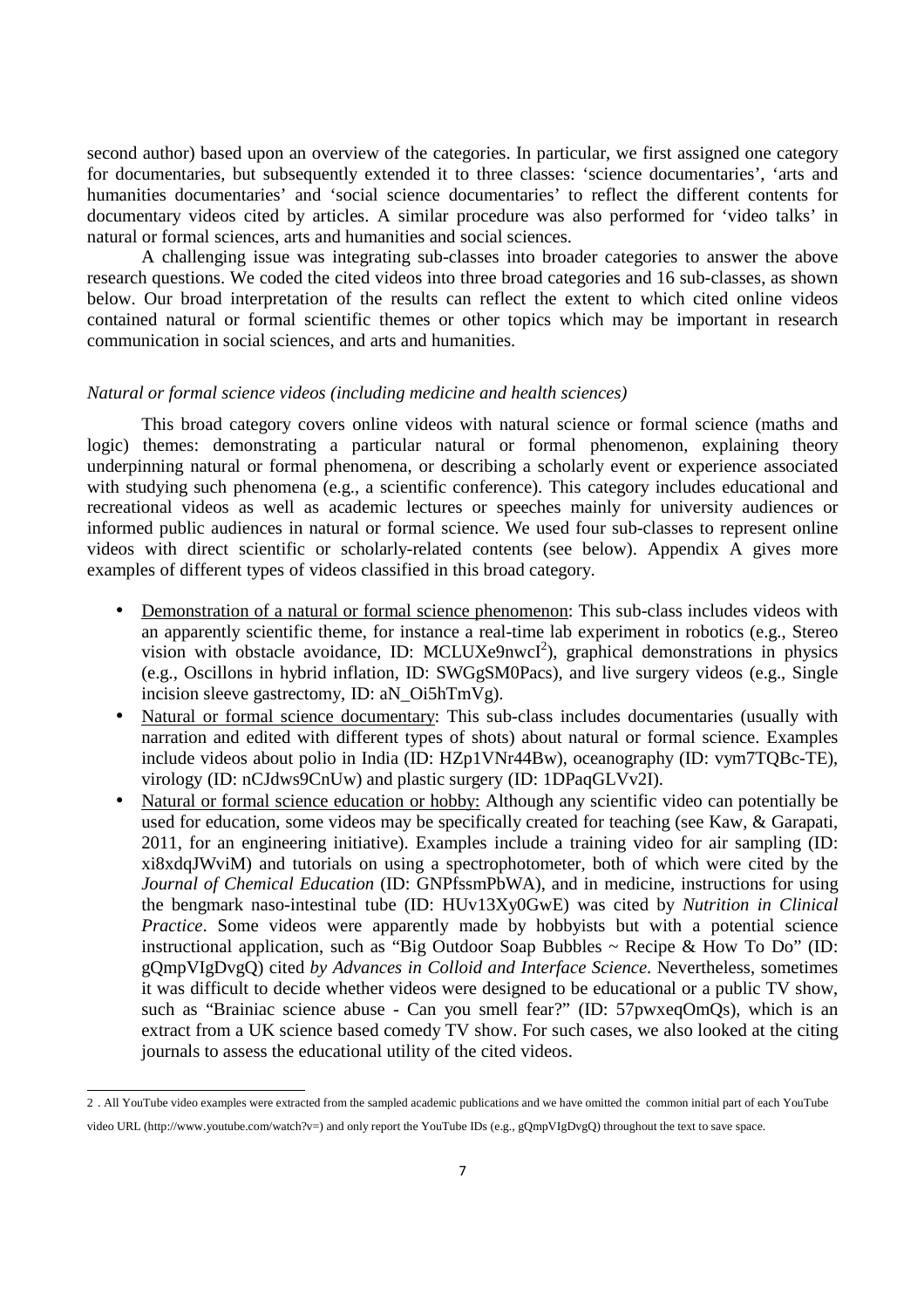second author) based upon an overview of the categories. In particular, we first assigned one category for documentaries, but subsequently extended it to three classes: 'science documentaries', 'arts and humanities documentaries' and 'social science documentaries' to reflect the different contents for documentary videos cited by articles. A similar procedure was also performed for 'video talks' in natural or formal sciences, arts and humanities and social sciences.

A challenging issue was integrating sub-classes into broader categories to answer the above research questions. We coded the cited videos into three broad categories and 16 sub-classes, as shown below. Our broad interpretation of the results can reflect the extent to which cited online videos contained natural or formal scientific themes or other topics which may be important in research communication in social sciences, and arts and humanities.

*Natural or formal science videos (including medicine and health sciences)*

This broad category covers online videos with natural science or formal science (maths and logic) themes: demonstrating a particular natural or formal phenomenon, explaining theory underpinning natural or formal phenomena, or describing a scholarly event or experience associated with studying such phenomena (e.g., a scientific conference). This category includes educational and recreational videos as well as academic lectures or speeches mainly for university audiences or informed public audiences in natural or formal science. We used four sub-classes to represent online videos with direct scientific or scholarly-related contents (see below). Appendix A gives more examples of different types of videos classified in this broad category.

- Demonstration of a natural or formal science phenomenon: This sub-class includes videos with an apparently scientific theme, for instance a real-time lab experiment in robotics (e.g., Stereo vision with obstacle avoidance, ID: MCLUXe9nwcI[2]), graphical demonstrations in physics (e.g., Oscillons in hybrid inflation, ID: SWGgSM0Pacs), and live surgery videos (e.g., Single incision sleeve gastrectomy, ID: aN_Oi5hTmVg).
- Natural or formal science documentary: This sub-class includes documentaries (usually with narration and edited with different types of shots) about natural or formal science. Examples include videos about polio in India (ID: HZp1VNr44Bw), oceanography (ID: vym7TQBc-TE), virology (ID: nCJdws9CnUw) and plastic surgery (ID: 1DPaqGLVv2I).
- Natural or formal science education or hobby: Although any scientific video can potentially be used for education, some videos may be specifically created for teaching (see Kaw, & Garapati, 2011, for an engineering initiative). Examples include a training video for air sampling (ID: xi8xdqJWviM) and tutorials on using a spectrophotometer, both of which were cited by the *Journal of Chemical Education* (ID: GNPfssmPbWA), and in medicine, instructions for using the bengmark naso-intestinal tube (ID: HUv13Xy0GwE) was cited by *Nutrition in Clinical Practice*. Some videos were apparently made by hobbyists but with a potential science instructional application, such as "Big Outdoor Soap Bubbles ~ Recipe & How To Do" (ID: gQmpVIgDvgQ) cited *by Advances in Colloid and Interface Science*. Nevertheless, sometimes it was difficult to decide whether videos were designed to be educational or a public TV show, such as "Brainiac science abuse - Can you smell fear?" (ID: 57pwxeqOmQs), which is an extract from a UK science based comedy TV show. For such cases, we also looked at the citing journals to assess the educational utility of the cited videos.

---

[2] . All YouTube video examples were extracted from the sampled academic publications and we have omitted the common initial part of each YouTube video URL (http://www.youtube.com/watch?v=) and only report the YouTube IDs (e.g., gQmpVIgDvgQ) throughout the text to save space.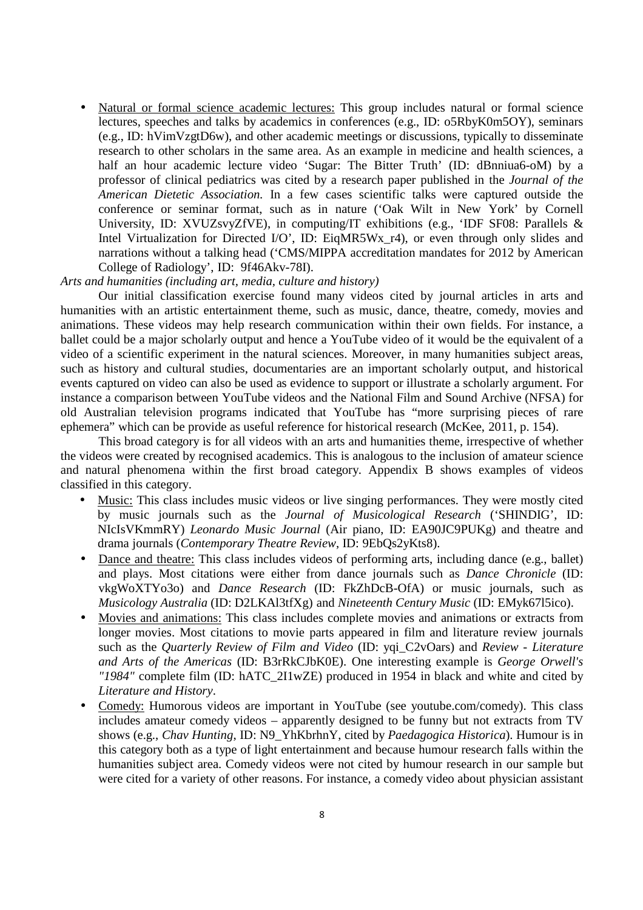- Natural or formal science academic lectures: This group includes natural or formal science lectures, speeches and talks by academics in conferences (e.g., ID: o5RbyK0m5OY), seminars (e.g., ID: hVimVzgtD6w), and other academic meetings or discussions, typically to disseminate research to other scholars in the same area. As an example in medicine and health sciences, a half an hour academic lecture video 'Sugar: The Bitter Truth' (ID: dBnniua6-oM) by a professor of clinical pediatrics was cited by a research paper published in the *Journal of the American Dietetic Association.* In a few cases scientific talks were captured outside the conference or seminar format, such as in nature ('Oak Wilt in New York' by Cornell University, ID: XVUZsvyZfVE), in computing/IT exhibitions (e.g., 'IDF SF08: Parallels & Intel Virtualization for Directed I/O', ID: EiqMR5Wx_r4), or even through only slides and narrations without a talking head ('CMS/MIPPA accreditation mandates for 2012 by American College of Radiology', ID: 9f46Akv-78I).

*Arts and humanities (including art, media, culture and history)*

Our initial classification exercise found many videos cited by journal articles in arts and humanities with an artistic entertainment theme, such as music, dance, theatre, comedy, movies and animations. These videos may help research communication within their own fields. For instance, a ballet could be a major scholarly output and hence a YouTube video of it would be the equivalent of a video of a scientific experiment in the natural sciences. Moreover, in many humanities subject areas, such as history and cultural studies, documentaries are an important scholarly output, and historical events captured on video can also be used as evidence to support or illustrate a scholarly argument. For instance a comparison between YouTube videos and the National Film and Sound Archive (NFSA) for old Australian television programs indicated that YouTube has "more surprising pieces of rare ephemera" which can be provide as useful reference for historical research (McKee, 2011, p. 154).

This broad category is for all videos with an arts and humanities theme, irrespective of whether the videos were created by recognised academics. This is analogous to the inclusion of amateur science and natural phenomena within the first broad category. Appendix B shows examples of videos classified in this category.

- Music: This class includes music videos or live singing performances. They were mostly cited by music journals such as the *Journal of Musicological Research* ('SHINDIG', ID: NIcIsVKmmRY) *Leonardo Music Journal* (Air piano, ID: EA90JC9PUKg) and theatre and drama journals (*Contemporary Theatre Review*, ID: 9EbQs2yKts8).
- Dance and theatre: This class includes videos of performing arts, including dance (e.g., ballet) and plays. Most citations were either from dance journals such as *Dance Chronicle* (ID: vkgWoXTYo3o) and *Dance Research* (ID: FkZhDcB-OfA) or music journals, such as *Musicology Australia* (ID: D2LKAl3tfXg) and *Nineteenth Century Music* (ID: EMyk67l5ico).
- Movies and animations: This class includes complete movies and animations or extracts from longer movies. Most citations to movie parts appeared in film and literature review journals such as the *Quarterly Review of Film and Video* (ID: yqi_C2vOars) and *Review - Literature and Arts of the Americas* (ID: B3rRkCJbK0E). One interesting example is *George Orwell's "1984"* complete film (ID: hATC_2I1wZE) produced in 1954 in black and white and cited by *Literature and History*.
- Comedy: Humorous videos are important in YouTube (see youtube.com/comedy). This class includes amateur comedy videos – apparently designed to be funny but not extracts from TV shows (e.g., *Chav Hunting*, ID: N9_YhKbrhnY, cited by *Paedagogica Historica*). Humour is in this category both as a type of light entertainment and because humour research falls within the humanities subject area. Comedy videos were not cited by humour research in our sample but were cited for a variety of other reasons. For instance, a comedy video about physician assistant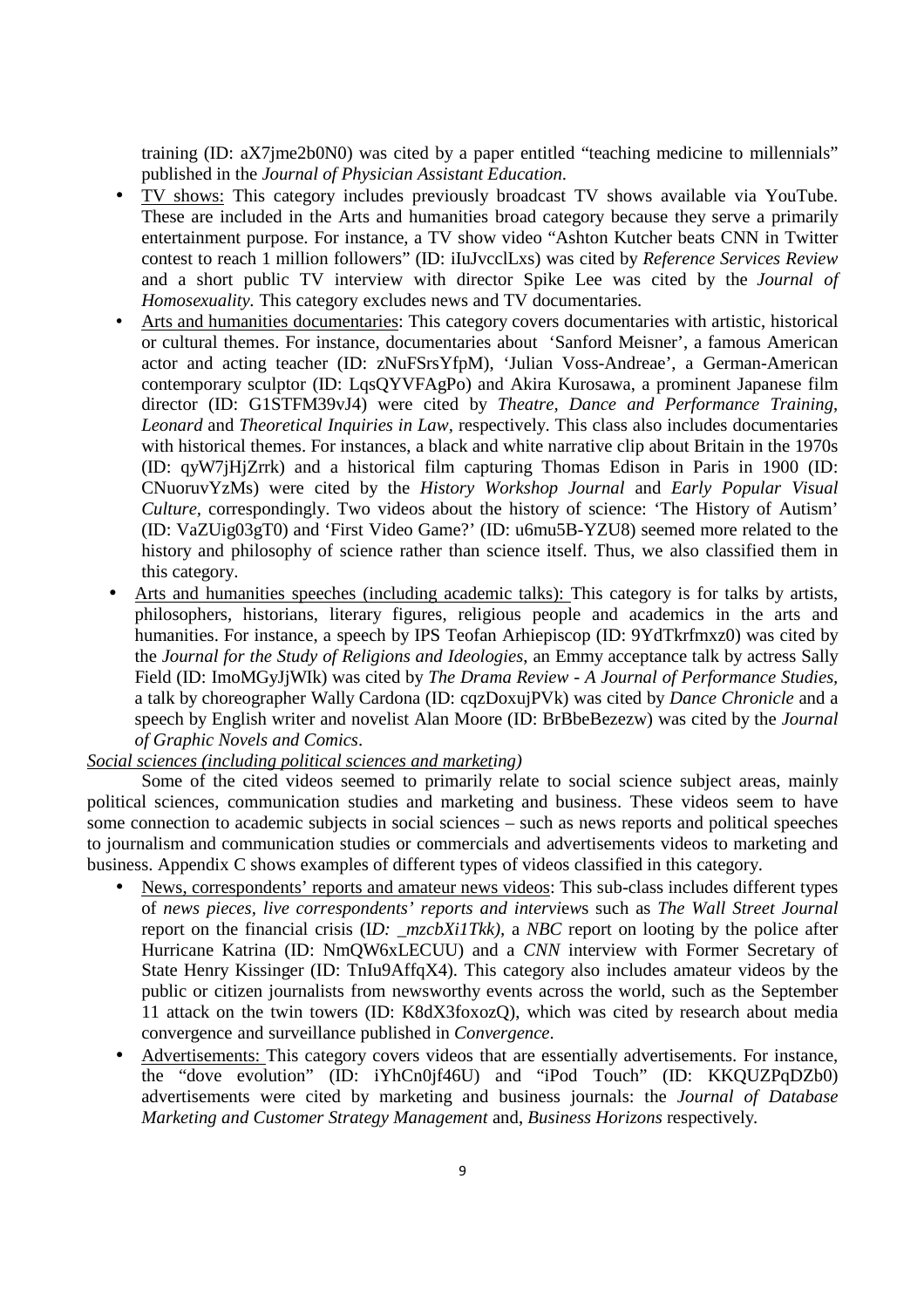training (ID: aX7jme2b0N0) was cited by a paper entitled "teaching medicine to millennials" published in the *Journal of Physician Assistant Education*.

- TV shows: This category includes previously broadcast TV shows available via YouTube. These are included in the Arts and humanities broad category because they serve a primarily entertainment purpose. For instance, a TV show video "Ashton Kutcher beats CNN in Twitter contest to reach 1 million followers" (ID: iIuJvcclLxs) was cited by *Reference Services Review* and a short public TV interview with director Spike Lee was cited by the *Journal of Homosexuality*. This category excludes news and TV documentaries.
- Arts and humanities documentaries: This category covers documentaries with artistic, historical or cultural themes. For instance, documentaries about 'Sanford Meisner', a famous American actor and acting teacher (ID: zNuFSrsYfpM), 'Julian Voss-Andreae', a German-American contemporary sculptor (ID: LqsQYVFAgPo) and Akira Kurosawa, a prominent Japanese film director (ID: G1STFM39vJ4) were cited by *Theatre, Dance and Performance Training*, *Leonard* and *Theoretical Inquiries in Law*, respectively. This class also includes documentaries with historical themes. For instances, a black and white narrative clip about Britain in the 1970s (ID: qyW7jHjZrrk) and a historical film capturing Thomas Edison in Paris in 1900 (ID: CNuoruvYzMs) were cited by the *History Workshop Journal* and *Early Popular Visual Culture*, correspondingly. Two videos about the history of science: 'The History of Autism' (ID: VaZUig03gT0) and 'First Video Game?' (ID: u6mu5B-YZU8) seemed more related to the history and philosophy of science rather than science itself. Thus, we also classified them in this category.
- Arts and humanities speeches (including academic talks): This category is for talks by artists, philosophers, historians, literary figures, religious people and academics in the arts and humanities. For instance, a speech by IPS Teofan Arhiepiscop (ID: 9YdTkrfmxz0) was cited by the *Journal for the Study of Religions and Ideologies*, an Emmy acceptance talk by actress Sally Field (ID: ImoMGyJjWIk) was cited by *The Drama Review - A Journal of Performance Studies*, a talk by choreographer Wally Cardona (ID: cqzDoxujPVk) was cited by *Dance Chronicle* and a speech by English writer and novelist Alan Moore (ID: BrBbeBezezw) was cited by the *Journal of Graphic Novels and Comics*.

*Social sciences (including political sciences and marketing)*

Some of the cited videos seemed to primarily relate to social science subject areas, mainly political sciences, communication studies and marketing and business. These videos seem to have some connection to academic subjects in social sciences – such as news reports and political speeches to journalism and communication studies or commercials and advertisements videos to marketing and business. Appendix C shows examples of different types of videos classified in this category.

- News, correspondents' reports and amateur news videos: This sub-class includes different types of *news pieces, live correspondents' reports and interviews* such as *The Wall Street Journal* report on the financial crisis (I*D: _mzcbXi1Tkk)*, a *NBC* report on looting by the police after Hurricane Katrina (ID: NmQW6xLECUU) and a *CNN* interview with Former Secretary of State Henry Kissinger (ID: TnIu9AffqX4). This category also includes amateur videos by the public or citizen journalists from newsworthy events across the world, such as the September 11 attack on the twin towers (ID: K8dX3foxozQ), which was cited by research about media convergence and surveillance published in *Convergence*.
- Advertisements: This category covers videos that are essentially advertisements. For instance, the "dove evolution" (ID: iYhCn0jf46U) and "iPod Touch" (ID: KKQUZPqDZb0) advertisements were cited by marketing and business journals: the *Journal of Database Marketing and Customer Strategy Management* and, *Business Horizons* respectively.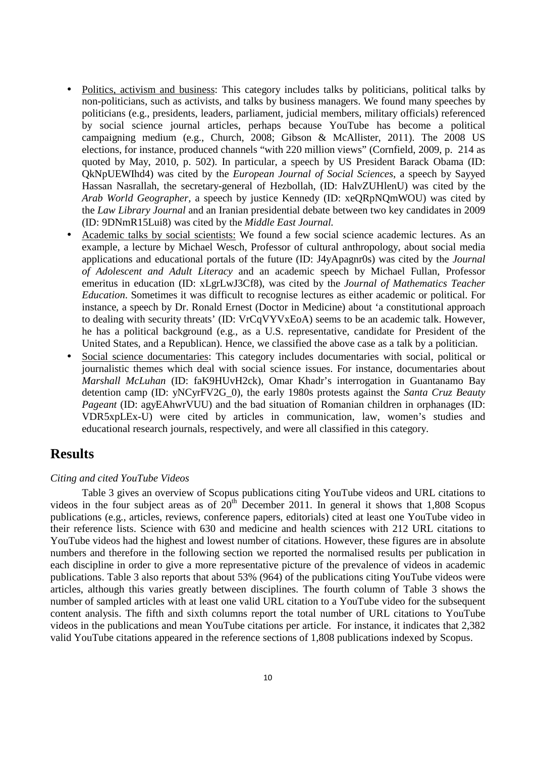- Politics, activism and business: This category includes talks by politicians, political talks by non-politicians, such as activists, and talks by business managers. We found many speeches by politicians (e.g., presidents, leaders, parliament, judicial members, military officials) referenced by social science journal articles, perhaps because YouTube has become a political campaigning medium (e.g., Church, 2008; Gibson & McAllister, 2011). The 2008 US elections, for instance, produced channels "with 220 million views" (Cornfield, 2009, p. 214 as quoted by May, 2010, p. 502). In particular, a speech by US President Barack Obama (ID: QkNpUEWIhd4) was cited by the *European Journal of Social Sciences*, a speech by Sayyed Hassan Nasrallah, the secretary-general of Hezbollah, (ID: HalvZUHlenU) was cited by the *Arab World Geographer*, a speech by justice Kennedy (ID: xeQRpNQmWOU) was cited by the *Law Library Journal* and an Iranian presidential debate between two key candidates in 2009 (ID: 9DNmR15Lui8) was cited by the *Middle East Journal.*
- Academic talks by social scientists: We found a few social science academic lectures. As an example, a lecture by Michael Wesch, Professor of cultural anthropology, about social media applications and educational portals of the future (ID: J4yApagnr0s) was cited by the *Journal of Adolescent and Adult Literacy* and an academic speech by Michael Fullan, Professor emeritus in education (ID: xLgrLwJ3Cf8), was cited by the *Journal of Mathematics Teacher Education*. Sometimes it was difficult to recognise lectures as either academic or political. For instance, a speech by Dr. Ronald Ernest (Doctor in Medicine) about 'a constitutional approach to dealing with security threats' (ID: VrCqVYVxEoA) seems to be an academic talk. However, he has a political background (e.g., as a U.S. representative, candidate for President of the United States, and a Republican). Hence, we classified the above case as a talk by a politician.
- Social science documentaries: This category includes documentaries with social, political or journalistic themes which deal with social science issues. For instance, documentaries about *Marshall McLuhan* (ID: faK9HUvH2ck), Omar Khadr's interrogation in Guantanamo Bay detention camp (ID: yNCyrFV2G_0), the early 1980s protests against the *Santa Cruz Beauty Pageant* (ID: agyEAhwrVUU) and the bad situation of Romanian children in orphanages (ID: VDR5xpLEx-U) were cited by articles in communication, law, women's studies and educational research journals, respectively, and were all classified in this category.

# Results

*Citing and cited YouTube Videos*

Table 3 gives an overview of Scopus publications citing YouTube videos and URL citations to videos in the four subject areas as of 20th December 2011. In general it shows that 1,808 Scopus publications (e.g., articles, reviews, conference papers, editorials) cited at least one YouTube video in their reference lists. Science with 630 and medicine and health sciences with 212 URL citations to YouTube videos had the highest and lowest number of citations. However, these figures are in absolute numbers and therefore in the following section we reported the normalised results per publication in each discipline in order to give a more representative picture of the prevalence of videos in academic publications. Table 3 also reports that about 53% (964) of the publications citing YouTube videos were articles, although this varies greatly between disciplines. The fourth column of Table 3 shows the number of sampled articles with at least one valid URL citation to a YouTube video for the subsequent content analysis. The fifth and sixth columns report the total number of URL citations to YouTube videos in the publications and mean YouTube citations per article. For instance, it indicates that 2,382 valid YouTube citations appeared in the reference sections of 1,808 publications indexed by Scopus.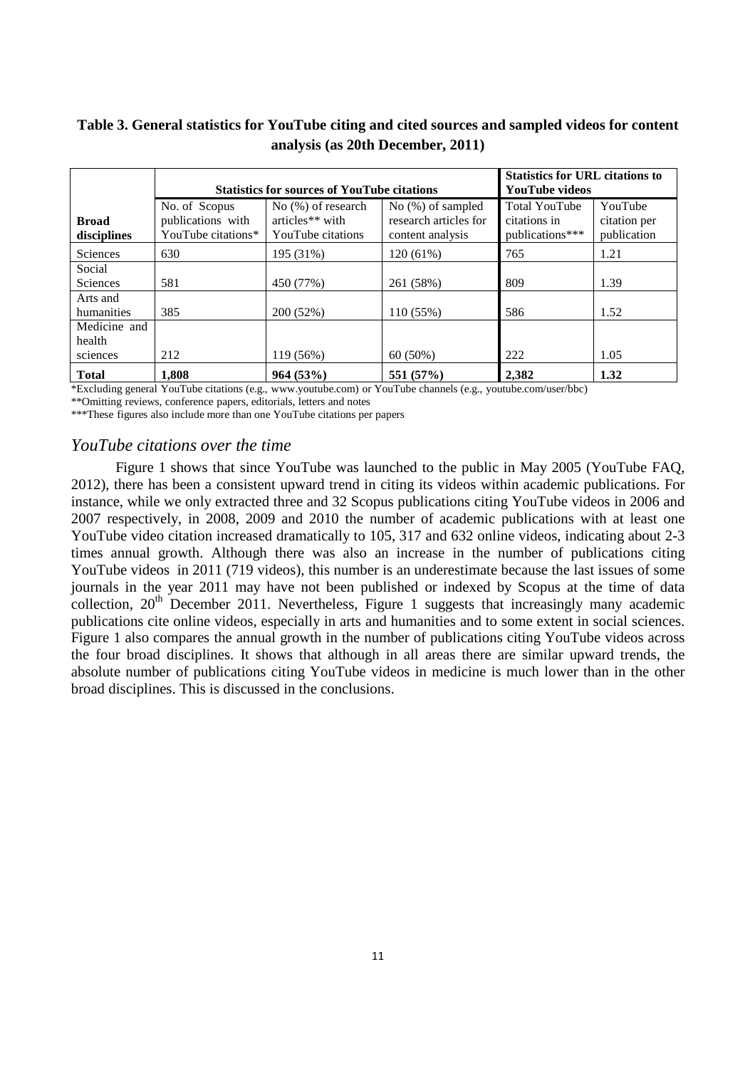**Table 3. General statistics for YouTube citing and cited sources and sampled videos for content analysis (as 20th December, 2011)**

| | Statistics for sources of YouTube citations | | | Statistics for URL citations to YouTube videos | |
|---|---|---|---|---|---|
| **Broad disciplines** | No. of Scopus publications with YouTube citations* | No (%) of research articles** with YouTube citations | No (%) of sampled research articles for content analysis | Total YouTube citations in publications*** | YouTube citation per publication |
| Sciences | 630 | 195 (31%) | 120 (61%) | 765 | 1.21 |
| Social Sciences | 581 | 450 (77%) | 261 (58%) | 809 | 1.39 |
| Arts and humanities | 385 | 200 (52%) | 110 (55%) | 586 | 1.52 |
| Medicine and health sciences | 212 | 119 (56%) | 60 (50%) | 222 | 1.05 |
| **Total** | **1,808** | **964 (53%)** | **551 (57%)** | **2,382** | **1.32** |

*Excluding general YouTube citations (e.g., www.youtube.com) or YouTube channels (e.g., youtube.com/user/bbc)

**Omitting reviews, conference papers, editorials, letters and notes

***These figures also include more than one YouTube citations per papers

### *YouTube citations over the time*

Figure 1 shows that since YouTube was launched to the public in May 2005 (YouTube FAQ, 2012), there has been a consistent upward trend in citing its videos within academic publications. For instance, while we only extracted three and 32 Scopus publications citing YouTube videos in 2006 and 2007 respectively, in 2008, 2009 and 2010 the number of academic publications with at least one YouTube video citation increased dramatically to 105, 317 and 632 online videos, indicating about 2-3 times annual growth. Although there was also an increase in the number of publications citing YouTube videos in 2011 (719 videos), this number is an underestimate because the last issues of some journals in the year 2011 may have not been published or indexed by Scopus at the time of data collection, 20th December 2011. Nevertheless, Figure 1 suggests that increasingly many academic publications cite online videos, especially in arts and humanities and to some extent in social sciences. Figure 1 also compares the annual growth in the number of publications citing YouTube videos across the four broad disciplines. It shows that although in all areas there are similar upward trends, the absolute number of publications citing YouTube videos in medicine is much lower than in the other broad disciplines. This is discussed in the conclusions.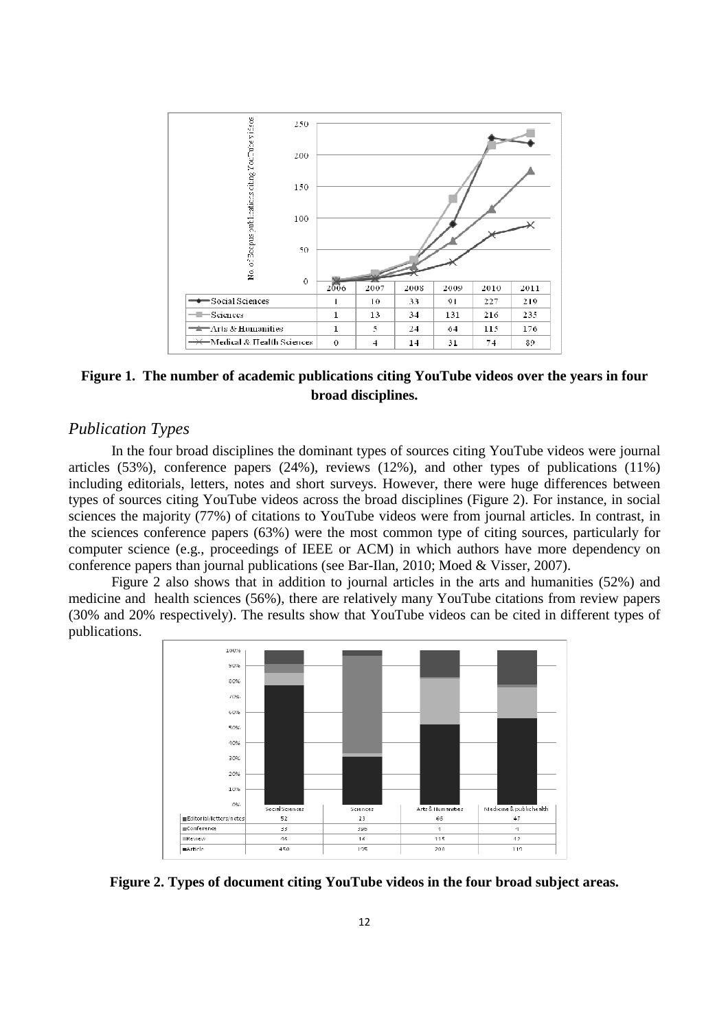| | 2006 | 2007 | 2008 | 2009 | 2010 | 2011 |
|---|---|---|---|---|---|---|
| Social Sciences | 1 | 10 | 33 | 91 | 227 | 219 |
| Sciences | 1 | 13 | 34 | 131 | 216 | 235 |
| Arts & Humanities | 1 | 5 | 24 | 64 | 115 | 176 |
| Medical & Health Sciences | 0 | 4 | 14 | 31 | 74 | 89 |

**Figure 1. The number of academic publications citing YouTube videos over the years in four broad disciplines.**

### *Publication Types*

In the four broad disciplines the dominant types of sources citing YouTube videos were journal articles (53%), conference papers (24%), reviews (12%), and other types of publications (11%) including editorials, letters, notes and short surveys. However, there were huge differences between types of sources citing YouTube videos across the broad disciplines (Figure 2). For instance, in social sciences the majority (77%) of citations to YouTube videos were from journal articles. In contrast, in the sciences conference papers (63%) were the most common type of citing sources, particularly for computer science (e.g., proceedings of IEEE or ACM) in which authors have more dependency on conference papers than journal publications (see Bar-Ilan, 2010; Moed & Visser, 2007).

Figure 2 also shows that in addition to journal articles in the arts and humanities (52%) and medicine and health sciences (56%), there are relatively many YouTube citations from review papers (30% and 20% respectively). The results show that YouTube videos can be cited in different types of publications.

| | Social Sciences | Sciences | Arts & Humanities | Medicine & public health |
|---|---|---|---|---|
| Editorial/letters/notes | 52 | 23 | 65 | 47 |
| Conference | 33 | 396 | 4 | 4 |
| Review | 46 | 16 | 115 | 42 |
| Article | 450 | 195 | 200 | 119 |

**Figure 2. Types of document citing YouTube videos in the four broad subject areas.**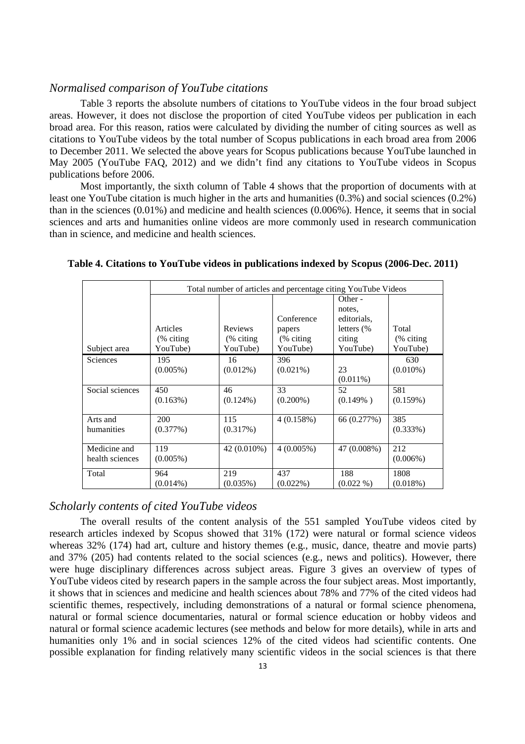## *Normalised comparison of YouTube citations*

Table 3 reports the absolute numbers of citations to YouTube videos in the four broad subject areas. However, it does not disclose the proportion of cited YouTube videos per publication in each broad area. For this reason, ratios were calculated by dividing the number of citing sources as well as citations to YouTube videos by the total number of Scopus publications in each broad area from 2006 to December 2011. We selected the above years for Scopus publications because YouTube launched in May 2005 (YouTube FAQ, 2012) and we didn't find any citations to YouTube videos in Scopus publications before 2006.

Most importantly, the sixth column of Table 4 shows that the proportion of documents with at least one YouTube citation is much higher in the arts and humanities (0.3%) and social sciences (0.2%) than in the sciences (0.01%) and medicine and health sciences (0.006%). Hence, it seems that in social sciences and arts and humanities online videos are more commonly used in research communication than in science, and medicine and health sciences.

**Table 4. Citations to YouTube videos in publications indexed by Scopus (2006-Dec. 2011)**

| | Total number of articles and percentage citing YouTube Videos | | | | |
|---|---|---|---|---|---|
| Subject area | Articles (% citing YouTube) | Reviews (% citing YouTube) | Conference papers (% citing YouTube) | Other - notes, editorials, letters (% citing YouTube) | Total (% citing YouTube) |
| Sciences | 195 (0.005%) | 16 (0.012%) | 396 (0.021%) | 23 (0.011%) | 630 (0.010%) |
| Social sciences | 450 (0.163%) | 46 (0.124%) | 33 (0.200%) | 52 (0.149% ) | 581 (0.159%) |
| Arts and humanities | 200 (0.377%) | 115 (0.317%) | 4 (0.158%) | 66 (0.277%) | 385 (0.333%) |
| Medicine and health sciences | 119 (0.005%) | 42 (0.010%) | 4 (0.005%) | 47 (0.008%) | 212 (0.006%) |
| Total | 964 (0.014%) | 219 (0.035%) | 437 (0.022%) | 188 (0.022 %) | 1808 (0.018%) |

## *Scholarly contents of cited YouTube videos*

The overall results of the content analysis of the 551 sampled YouTube videos cited by research articles indexed by Scopus showed that 31% (172) were natural or formal science videos whereas 32% (174) had art, culture and history themes (e.g., music, dance, theatre and movie parts) and 37% (205) had contents related to the social sciences (e.g., news and politics). However, there were huge disciplinary differences across subject areas. Figure 3 gives an overview of types of YouTube videos cited by research papers in the sample across the four subject areas. Most importantly, it shows that in sciences and medicine and health sciences about 78% and 77% of the cited videos had scientific themes, respectively, including demonstrations of a natural or formal science phenomena, natural or formal science documentaries, natural or formal science education or hobby videos and natural or formal science academic lectures (see methods and below for more details), while in arts and humanities only 1% and in social sciences 12% of the cited videos had scientific contents. One possible explanation for finding relatively many scientific videos in the social sciences is that there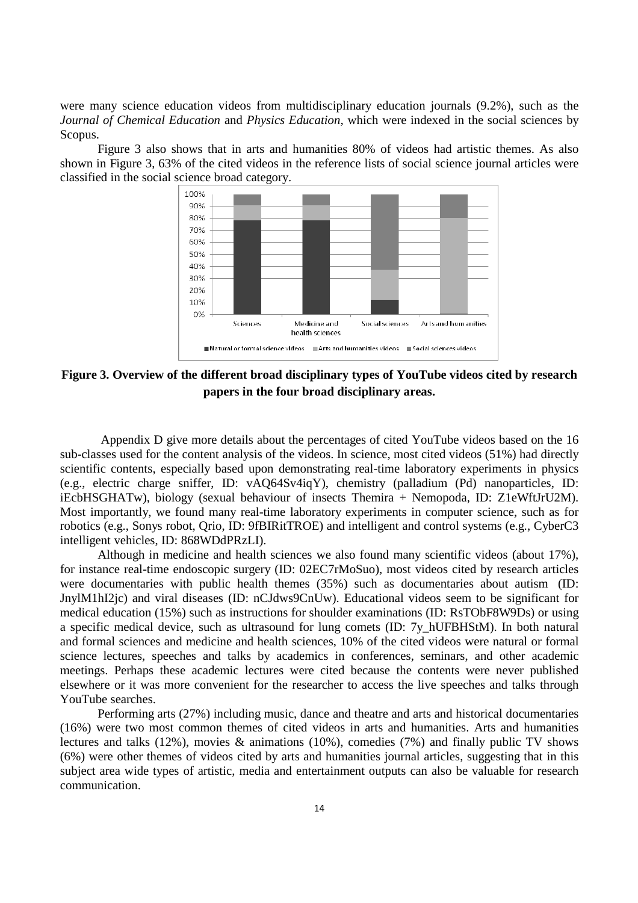were many science education videos from multidisciplinary education journals (9.2%), such as the *Journal of Chemical Education* and *Physics Education*, which were indexed in the social sciences by Scopus.

Figure 3 also shows that in arts and humanities 80% of videos had artistic themes. As also shown in Figure 3, 63% of the cited videos in the reference lists of social science journal articles were classified in the social science broad category.

**Figure 3. Overview of the different broad disciplinary types of YouTube videos cited by research papers in the four broad disciplinary areas.**

Appendix D give more details about the percentages of cited YouTube videos based on the 16 sub-classes used for the content analysis of the videos. In science, most cited videos (51%) had directly scientific contents, especially based upon demonstrating real-time laboratory experiments in physics (e.g., electric charge sniffer, ID: vAQ64Sv4iqY), chemistry (palladium (Pd) nanoparticles, ID: iEcbHSGHATw), biology (sexual behaviour of insects Themira + Nemopoda, ID: Z1eWftJrU2M). Most importantly, we found many real-time laboratory experiments in computer science, such as for robotics (e.g., Sonys robot, Qrio, ID: 9fBIRitTROE) and intelligent and control systems (e.g., CyberC3 intelligent vehicles, ID: 868WDdPRzLI).

Although in medicine and health sciences we also found many scientific videos (about 17%), for instance real-time endoscopic surgery (ID: 02EC7rMoSuo), most videos cited by research articles were documentaries with public health themes (35%) such as documentaries about autism (ID: JnylM1hI2jc) and viral diseases (ID: nCJdws9CnUw). Educational videos seem to be significant for medical education (15%) such as instructions for shoulder examinations (ID: RsTObF8W9Ds) or using a specific medical device, such as ultrasound for lung comets (ID: 7y_hUFBHStM). In both natural and formal sciences and medicine and health sciences, 10% of the cited videos were natural or formal science lectures, speeches and talks by academics in conferences, seminars, and other academic meetings. Perhaps these academic lectures were cited because the contents were never published elsewhere or it was more convenient for the researcher to access the live speeches and talks through YouTube searches.

Performing arts (27%) including music, dance and theatre and arts and historical documentaries (16%) were two most common themes of cited videos in arts and humanities. Arts and humanities lectures and talks (12%), movies & animations (10%), comedies (7%) and finally public TV shows (6%) were other themes of videos cited by arts and humanities journal articles, suggesting that in this subject area wide types of artistic, media and entertainment outputs can also be valuable for research communication.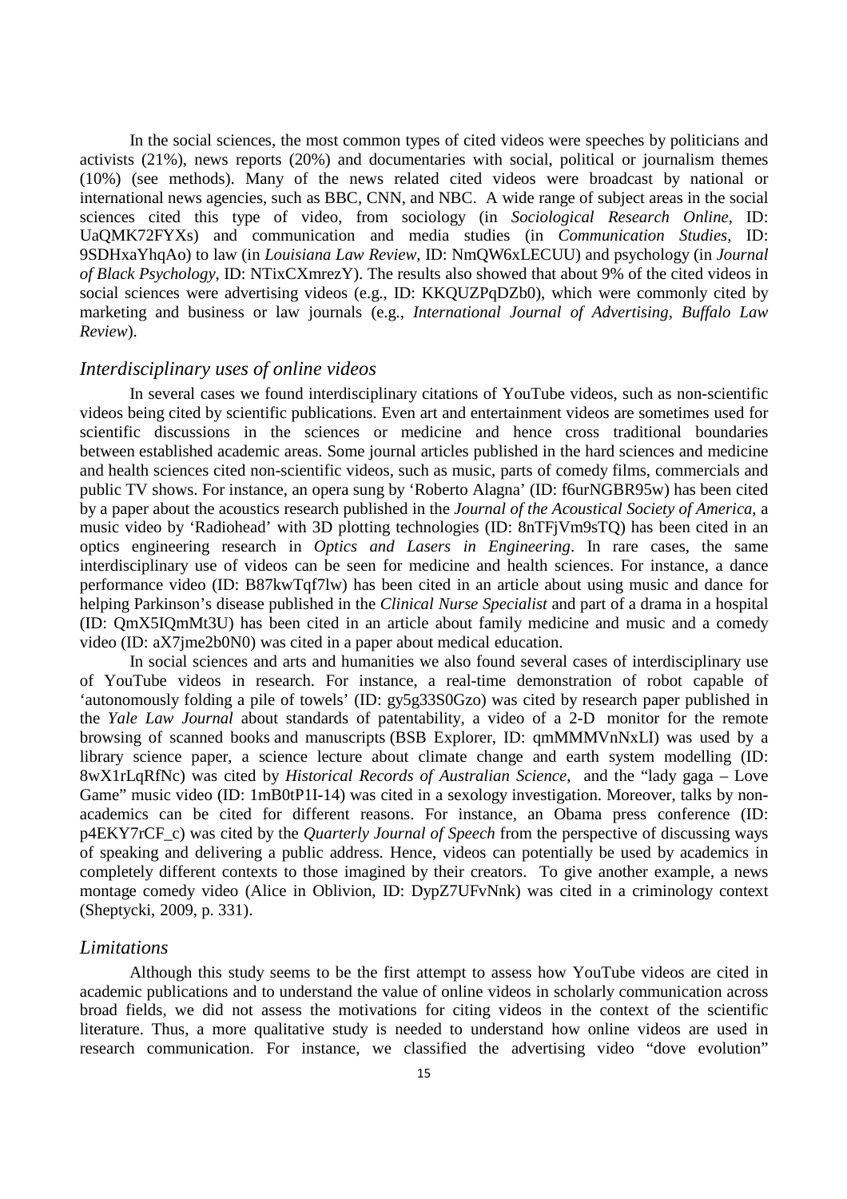In the social sciences, the most common types of cited videos were speeches by politicians and activists (21%), news reports (20%) and documentaries with social, political or journalism themes (10%) (see methods). Many of the news related cited videos were broadcast by national or international news agencies, such as BBC, CNN, and NBC. A wide range of subject areas in the social sciences cited this type of video, from sociology (in *Sociological Research Online*, ID: UaQMK72FYXs) and communication and media studies (in *Communication Studies*, ID: 9SDHxaYhqAo) to law (in *Louisiana Law Review*, ID: NmQW6xLECUU) and psychology (in *Journal of Black Psychology*, ID: NTixCXmrezY). The results also showed that about 9% of the cited videos in social sciences were advertising videos (e.g., ID: KKQUZPqDZb0), which were commonly cited by marketing and business or law journals (e.g., *International Journal of Advertising*, *Buffalo Law Review*).

### *Interdisciplinary uses of online videos*

In several cases we found interdisciplinary citations of YouTube videos, such as non-scientific videos being cited by scientific publications. Even art and entertainment videos are sometimes used for scientific discussions in the sciences or medicine and hence cross traditional boundaries between established academic areas. Some journal articles published in the hard sciences and medicine and health sciences cited non-scientific videos, such as music, parts of comedy films, commercials and public TV shows. For instance, an opera sung by 'Roberto Alagna' (ID: f6urNGBR95w) has been cited by a paper about the acoustics research published in the *Journal of the Acoustical Society of America*, a music video by 'Radiohead' with 3D plotting technologies (ID: 8nTFjVm9sTQ) has been cited in an optics engineering research in *Optics and Lasers in Engineering*. In rare cases, the same interdisciplinary use of videos can be seen for medicine and health sciences. For instance, a dance performance video (ID: B87kwTqf7lw) has been cited in an article about using music and dance for helping Parkinson's disease published in the *Clinical Nurse Specialist* and part of a drama in a hospital (ID: QmX5IQmMt3U) has been cited in an article about family medicine and music and a comedy video (ID: aX7jme2b0N0) was cited in a paper about medical education.

In social sciences and arts and humanities we also found several cases of interdisciplinary use of YouTube videos in research. For instance, a real-time demonstration of robot capable of 'autonomously folding a pile of towels' (ID: gy5g33S0Gzo) was cited by research paper published in the *Yale Law Journal* about standards of patentability, a video of a 2-D monitor for the remote browsing of scanned books and manuscripts (BSB Explorer, ID: qmMMMVnNxLI) was used by a library science paper, a science lecture about climate change and earth system modelling (ID: 8wX1rLqRfNc) was cited by *Historical Records of Australian Science*, and the "lady gaga – Love Game" music video (ID: 1mB0tP1I-14) was cited in a sexology investigation. Moreover, talks by non-academics can be cited for different reasons. For instance, an Obama press conference (ID: p4EKY7rCF_c) was cited by the *Quarterly Journal of Speech* from the perspective of discussing ways of speaking and delivering a public address. Hence, videos can potentially be used by academics in completely different contexts to those imagined by their creators. To give another example, a news montage comedy video (Alice in Oblivion, ID: DypZ7UFvNnk) was cited in a criminology context (Sheptycki, 2009, p. 331).

### *Limitations*

Although this study seems to be the first attempt to assess how YouTube videos are cited in academic publications and to understand the value of online videos in scholarly communication across broad fields, we did not assess the motivations for citing videos in the context of the scientific literature. Thus, a more qualitative study is needed to understand how online videos are used in research communication. For instance, we classified the advertising video "dove evolution"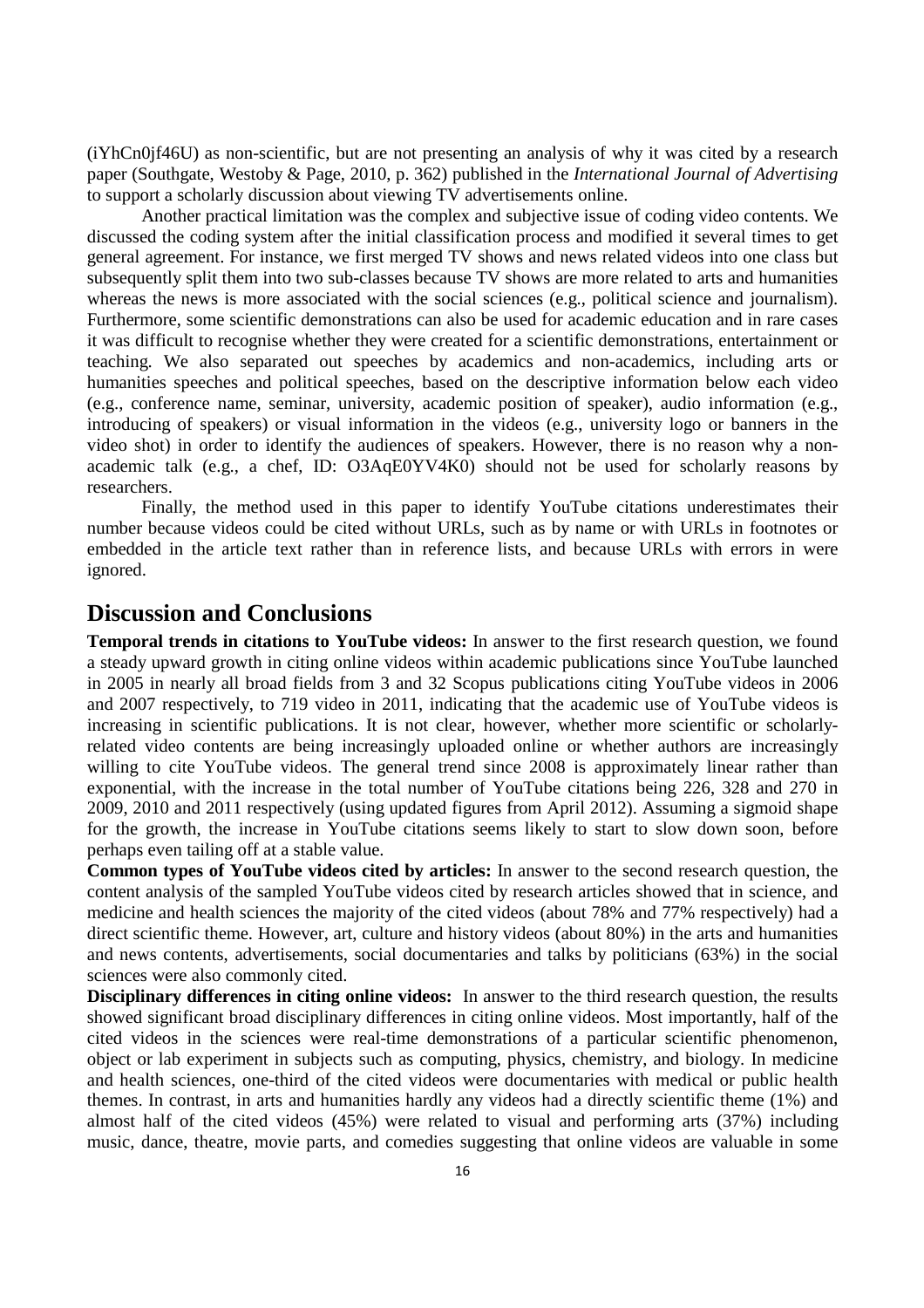(iYhCn0jf46U) as non-scientific, but are not presenting an analysis of why it was cited by a research paper (Southgate, Westoby & Page, 2010, p. 362) published in the *International Journal of Advertising* to support a scholarly discussion about viewing TV advertisements online.

Another practical limitation was the complex and subjective issue of coding video contents. We discussed the coding system after the initial classification process and modified it several times to get general agreement. For instance, we first merged TV shows and news related videos into one class but subsequently split them into two sub-classes because TV shows are more related to arts and humanities whereas the news is more associated with the social sciences (e.g., political science and journalism). Furthermore, some scientific demonstrations can also be used for academic education and in rare cases it was difficult to recognise whether they were created for a scientific demonstrations, entertainment or teaching. We also separated out speeches by academics and non-academics, including arts or humanities speeches and political speeches, based on the descriptive information below each video (e.g., conference name, seminar, university, academic position of speaker), audio information (e.g., introducing of speakers) or visual information in the videos (e.g., university logo or banners in the video shot) in order to identify the audiences of speakers. However, there is no reason why a non-academic talk (e.g., a chef, ID: O3AqE0YV4K0) should not be used for scholarly reasons by researchers.

Finally, the method used in this paper to identify YouTube citations underestimates their number because videos could be cited without URLs, such as by name or with URLs in footnotes or embedded in the article text rather than in reference lists, and because URLs with errors in were ignored.

## Discussion and Conclusions

**Temporal trends in citations to YouTube videos:** In answer to the first research question, we found a steady upward growth in citing online videos within academic publications since YouTube launched in 2005 in nearly all broad fields from 3 and 32 Scopus publications citing YouTube videos in 2006 and 2007 respectively, to 719 video in 2011, indicating that the academic use of YouTube videos is increasing in scientific publications. It is not clear, however, whether more scientific or scholarly-related video contents are being increasingly uploaded online or whether authors are increasingly willing to cite YouTube videos. The general trend since 2008 is approximately linear rather than exponential, with the increase in the total number of YouTube citations being 226, 328 and 270 in 2009, 2010 and 2011 respectively (using updated figures from April 2012). Assuming a sigmoid shape for the growth, the increase in YouTube citations seems likely to start to slow down soon, before perhaps even tailing off at a stable value.

**Common types of YouTube videos cited by articles:** In answer to the second research question, the content analysis of the sampled YouTube videos cited by research articles showed that in science, and medicine and health sciences the majority of the cited videos (about 78% and 77% respectively) had a direct scientific theme. However, art, culture and history videos (about 80%) in the arts and humanities and news contents, advertisements, social documentaries and talks by politicians (63%) in the social sciences were also commonly cited.

**Disciplinary differences in citing online videos:** In answer to the third research question, the results showed significant broad disciplinary differences in citing online videos. Most importantly, half of the cited videos in the sciences were real-time demonstrations of a particular scientific phenomenon, object or lab experiment in subjects such as computing, physics, chemistry, and biology. In medicine and health sciences, one-third of the cited videos were documentaries with medical or public health themes. In contrast, in arts and humanities hardly any videos had a directly scientific theme (1%) and almost half of the cited videos (45%) were related to visual and performing arts (37%) including music, dance, theatre, movie parts, and comedies suggesting that online videos are valuable in some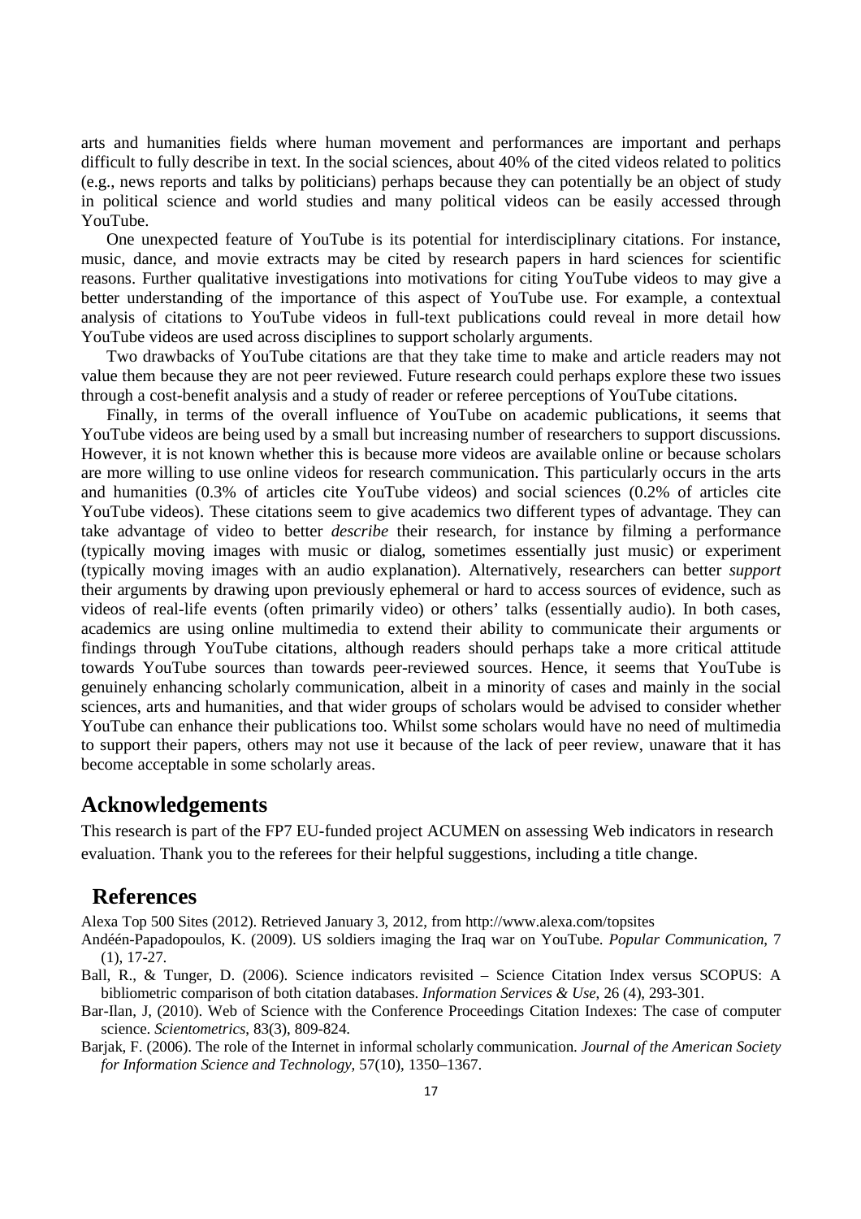arts and humanities fields where human movement and performances are important and perhaps difficult to fully describe in text. In the social sciences, about 40% of the cited videos related to politics (e.g., news reports and talks by politicians) perhaps because they can potentially be an object of study in political science and world studies and many political videos can be easily accessed through YouTube.

One unexpected feature of YouTube is its potential for interdisciplinary citations. For instance, music, dance, and movie extracts may be cited by research papers in hard sciences for scientific reasons. Further qualitative investigations into motivations for citing YouTube videos to may give a better understanding of the importance of this aspect of YouTube use. For example, a contextual analysis of citations to YouTube videos in full-text publications could reveal in more detail how YouTube videos are used across disciplines to support scholarly arguments.

Two drawbacks of YouTube citations are that they take time to make and article readers may not value them because they are not peer reviewed. Future research could perhaps explore these two issues through a cost-benefit analysis and a study of reader or referee perceptions of YouTube citations.

Finally, in terms of the overall influence of YouTube on academic publications, it seems that YouTube videos are being used by a small but increasing number of researchers to support discussions. However, it is not known whether this is because more videos are available online or because scholars are more willing to use online videos for research communication. This particularly occurs in the arts and humanities (0.3% of articles cite YouTube videos) and social sciences (0.2% of articles cite YouTube videos). These citations seem to give academics two different types of advantage. They can take advantage of video to better *describe* their research, for instance by filming a performance (typically moving images with music or dialog, sometimes essentially just music) or experiment (typically moving images with an audio explanation). Alternatively, researchers can better *support* their arguments by drawing upon previously ephemeral or hard to access sources of evidence, such as videos of real-life events (often primarily video) or others' talks (essentially audio). In both cases, academics are using online multimedia to extend their ability to communicate their arguments or findings through YouTube citations, although readers should perhaps take a more critical attitude towards YouTube sources than towards peer-reviewed sources. Hence, it seems that YouTube is genuinely enhancing scholarly communication, albeit in a minority of cases and mainly in the social sciences, arts and humanities, and that wider groups of scholars would be advised to consider whether YouTube can enhance their publications too. Whilst some scholars would have no need of multimedia to support their papers, others may not use it because of the lack of peer review, unaware that it has become acceptable in some scholarly areas.

## Acknowledgements

This research is part of the FP7 EU-funded project ACUMEN on assessing Web indicators in research evaluation. Thank you to the referees for their helpful suggestions, including a title change.

## References

Alexa Top 500 Sites (2012). Retrieved January 3, 2012, from http://www.alexa.com/topsites

Andéén-Papadopoulos, K. (2009). US soldiers imaging the Iraq war on YouTube. *Popular Communication*, 7 (1), 17-27.

Ball, R., & Tunger, D. (2006). Science indicators revisited – Science Citation Index versus SCOPUS: A bibliometric comparison of both citation databases. *Information Services & Use*, 26 (4), 293-301.

Bar-Ilan, J, (2010). Web of Science with the Conference Proceedings Citation Indexes: The case of computer science. *Scientometrics*, 83(3), 809-824.

Barjak, F. (2006). The role of the Internet in informal scholarly communication. *Journal of the American Society for Information Science and Technology*, 57(10), 1350–1367.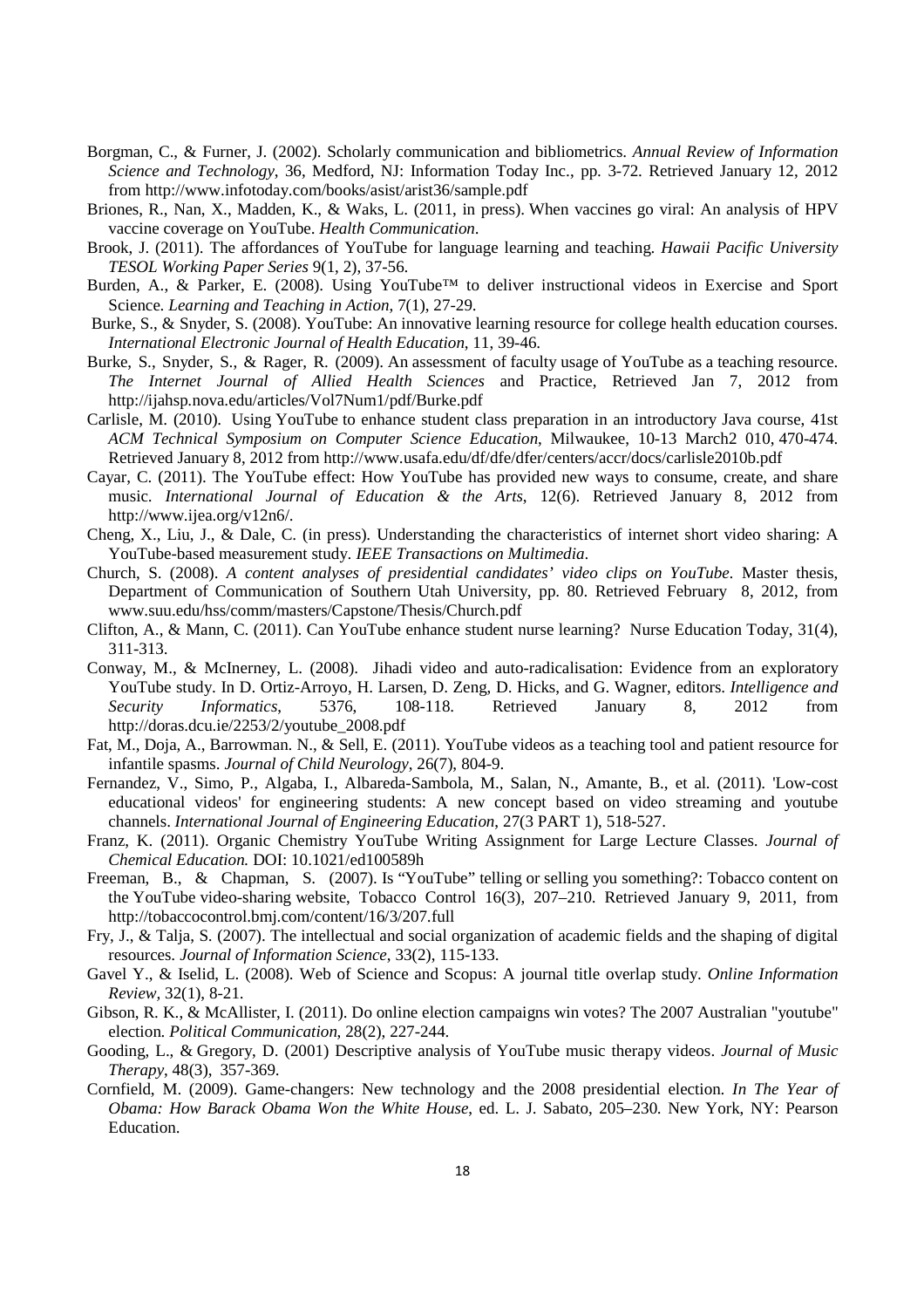Borgman, C., & Furner, J. (2002). Scholarly communication and bibliometrics. *Annual Review of Information Science and Technology*, 36, Medford, NJ: Information Today Inc., pp. 3-72. Retrieved January 12, 2012 from http://www.infotoday.com/books/asist/arist36/sample.pdf

Briones, R., Nan, X., Madden, K., & Waks, L. (2011, in press). When vaccines go viral: An analysis of HPV vaccine coverage on YouTube. *Health Communication*.

Brook, J. (2011). The affordances of YouTube for language learning and teaching. *Hawaii Pacific University TESOL Working Paper Series* 9(1, 2), 37-56.

Burden, A., & Parker, E. (2008). Using YouTube™ to deliver instructional videos in Exercise and Sport Science. *Learning and Teaching in Action*, 7(1), 27-29.

Burke, S., & Snyder, S. (2008). YouTube: An innovative learning resource for college health education courses. *International Electronic Journal of Health Education*, 11, 39-46.

Burke, S., Snyder, S., & Rager, R. (2009). An assessment of faculty usage of YouTube as a teaching resource. *The Internet Journal of Allied Health Sciences* and Practice, Retrieved Jan 7, 2012 from http://ijahsp.nova.edu/articles/Vol7Num1/pdf/Burke.pdf

Carlisle, M. (2010). Using YouTube to enhance student class preparation in an introductory Java course, 41st *ACM Technical Symposium on Computer Science Education*, Milwaukee, 10-13 March2 010, 470-474. Retrieved January 8, 2012 from http://www.usafa.edu/df/dfe/dfer/centers/accr/docs/carlisle2010b.pdf

Cayar, C. (2011). The YouTube effect: How YouTube has provided new ways to consume, create, and share music. *International Journal of Education & the Arts*, 12(6). Retrieved January 8, 2012 from http://www.ijea.org/v12n6/.

Cheng, X., Liu, J., & Dale, C. (in press). Understanding the characteristics of internet short video sharing: A YouTube-based measurement study. *IEEE Transactions on Multimedia*.

Church, S. (2008). *A content analyses of presidential candidates' video clips on YouTube*. Master thesis, Department of Communication of Southern Utah University, pp. 80. Retrieved February 8, 2012, from www.suu.edu/hss/comm/masters/Capstone/Thesis/Church.pdf

Clifton, A., & Mann, C. (2011). Can YouTube enhance student nurse learning? Nurse Education Today, 31(4), 311-313.

Conway, M., & McInerney, L. (2008). Jihadi video and auto-radicalisation: Evidence from an exploratory YouTube study. In D. Ortiz-Arroyo, H. Larsen, D. Zeng, D. Hicks, and G. Wagner, editors. *Intelligence and Security Informatics*, 5376, 108-118. Retrieved January 8, 2012 from http://doras.dcu.ie/2253/2/youtube_2008.pdf

Fat, M., Doja, A., Barrowman. N., & Sell, E. (2011). YouTube videos as a teaching tool and patient resource for infantile spasms. *Journal of Child Neurology*, 26(7), 804-9.

Fernandez, V., Simo, P., Algaba, I., Albareda-Sambola, M., Salan, N., Amante, B., et al. (2011). 'Low-cost educational videos' for engineering students: A new concept based on video streaming and youtube channels. *International Journal of Engineering Education*, 27(3 PART 1), 518-527.

Franz, K. (2011). Organic Chemistry YouTube Writing Assignment for Large Lecture Classes. *Journal of Chemical Education.* DOI: 10.1021/ed100589h

Freeman, B., & Chapman, S. (2007). Is "YouTube" telling or selling you something?: Tobacco content on the YouTube video-sharing website, Tobacco Control 16(3), 207–210. Retrieved January 9, 2011, from http://tobaccocontrol.bmj.com/content/16/3/207.full

Fry, J., & Talja, S. (2007). The intellectual and social organization of academic fields and the shaping of digital resources. *Journal of Information Science*, 33(2), 115-133.

Gavel Y., & Iselid, L. (2008). Web of Science and Scopus: A journal title overlap study. *Online Information Review*, 32(1), 8-21.

Gibson, R. K., & McAllister, I. (2011). Do online election campaigns win votes? The 2007 Australian "youtube" election. *Political Communication*, 28(2), 227-244.

Gooding, L., & Gregory, D. (2001) Descriptive analysis of YouTube music therapy videos. *Journal of Music Therapy*, 48(3), 357-369.

Cornfield, M. (2009). Game-changers: New technology and the 2008 presidential election. *In The Year of Obama: How Barack Obama Won the White House*, ed. L. J. Sabato, 205–230. New York, NY: Pearson Education.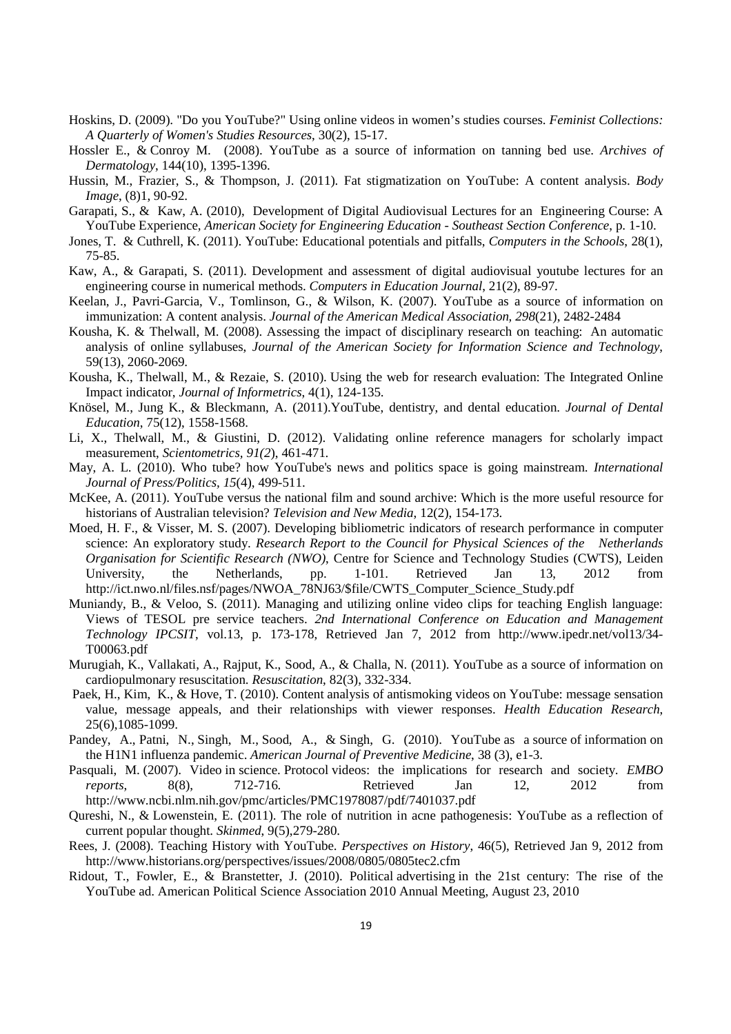Hoskins, D. (2009). "Do you YouTube?" Using online videos in women's studies courses. *Feminist Collections: A Quarterly of Women's Studies Resources*, 30(2), 15-17.

Hossler E., & Conroy M. (2008). YouTube as a source of information on tanning bed use. *Archives of Dermatology*, 144(10), 1395-1396.

Hussin, M., Frazier, S., & Thompson, J. (2011). Fat stigmatization on YouTube: A content analysis. *Body Image*, (8)1, 90-92.

Garapati, S., & Kaw, A. (2010), Development of Digital Audiovisual Lectures for an Engineering Course: A YouTube Experience, *American Society for Engineering Education - Southeast Section Conference*, p. 1-10.

Jones, T. & Cuthrell, K. (2011). YouTube: Educational potentials and pitfalls, *Computers in the Schools*, 28(1), 75-85.

Kaw, A., & Garapati, S. (2011). Development and assessment of digital audiovisual youtube lectures for an engineering course in numerical methods. *Computers in Education Journal*, 21(2), 89-97.

Keelan, J., Pavri-Garcia, V., Tomlinson, G., & Wilson, K. (2007). YouTube as a source of information on immunization: A content analysis. *Journal of the American Medical Association, 298*(21), 2482-2484

Kousha, K. & Thelwall, M. (2008). Assessing the impact of disciplinary research on teaching: An automatic analysis of online syllabuses, *Journal of the American Society for Information Science and Technology*, 59(13), 2060-2069.

Kousha, K., Thelwall, M., & Rezaie, S. (2010). Using the web for research evaluation: The Integrated Online Impact indicator, *Journal of Informetrics*, 4(1), 124-135.

Knösel, M., Jung K., & Bleckmann, A. (2011).YouTube, dentistry, and dental education. *Journal of Dental Education*, 75(12), 1558-1568.

Li, X., Thelwall, M., & Giustini, D. (2012). Validating online reference managers for scholarly impact measurement, *Scientometrics, 91(2*), 461-471.

May, A. L. (2010). Who tube? how YouTube's news and politics space is going mainstream. *International Journal of Press/Politics*, *15*(4), 499-511.

McKee, A. (2011). YouTube versus the national film and sound archive: Which is the more useful resource for historians of Australian television? *Television and New Media*, 12(2), 154-173.

Moed, H. F., & Visser, M. S. (2007). Developing bibliometric indicators of research performance in computer science: An exploratory study. *Research Report to the Council for Physical Sciences of the Netherlands Organisation for Scientific Research (NWO)*, Centre for Science and Technology Studies (CWTS), Leiden University, the Netherlands, pp. 1-101. Retrieved Jan 13, 2012 from http://ict.nwo.nl/files.nsf/pages/NWOA_78NJ63/$file/CWTS_Computer_Science_Study.pdf

Muniandy, B., & Veloo, S. (2011). Managing and utilizing online video clips for teaching English language: Views of TESOL pre service teachers. *2nd International Conference on Education and Management Technology IPCSIT*, vol.13, p. 173-178, Retrieved Jan 7, 2012 from http://www.ipedr.net/vol13/34-T00063.pdf

Murugiah, K., Vallakati, A., Rajput, K., Sood, A., & Challa, N. (2011). YouTube as a source of information on cardiopulmonary resuscitation. *Resuscitation*, 82(3), 332-334.

Paek, H., Kim, K., & Hove, T. (2010). Content analysis of antismoking videos on YouTube: message sensation value, message appeals, and their relationships with viewer responses. *Health Education Research*, 25(6),1085-1099.

Pandey, A., Patni, N., Singh, M., Sood, A., & Singh, G. (2010). YouTube as a source of information on the H1N1 influenza pandemic. *American Journal of Preventive Medicine*, 38 (3), e1-3.

Pasquali, M. (2007). Video in science. Protocol videos: the implications for research and society. *EMBO reports*, 8(8), 712-716. Retrieved Jan 12, 2012 from http://www.ncbi.nlm.nih.gov/pmc/articles/PMC1978087/pdf/7401037.pdf

Qureshi, N., & Lowenstein, E. (2011). The role of nutrition in acne pathogenesis: YouTube as a reflection of current popular thought. *Skinmed*, 9(5),279-280.

Rees, J. (2008). Teaching History with YouTube. *Perspectives on History*, 46(5), Retrieved Jan 9, 2012 from http://www.historians.org/perspectives/issues/2008/0805/0805tec2.cfm

Ridout, T., Fowler, E., & Branstetter, J. (2010). Political advertising in the 21st century: The rise of the YouTube ad. American Political Science Association 2010 Annual Meeting, August 23, 2010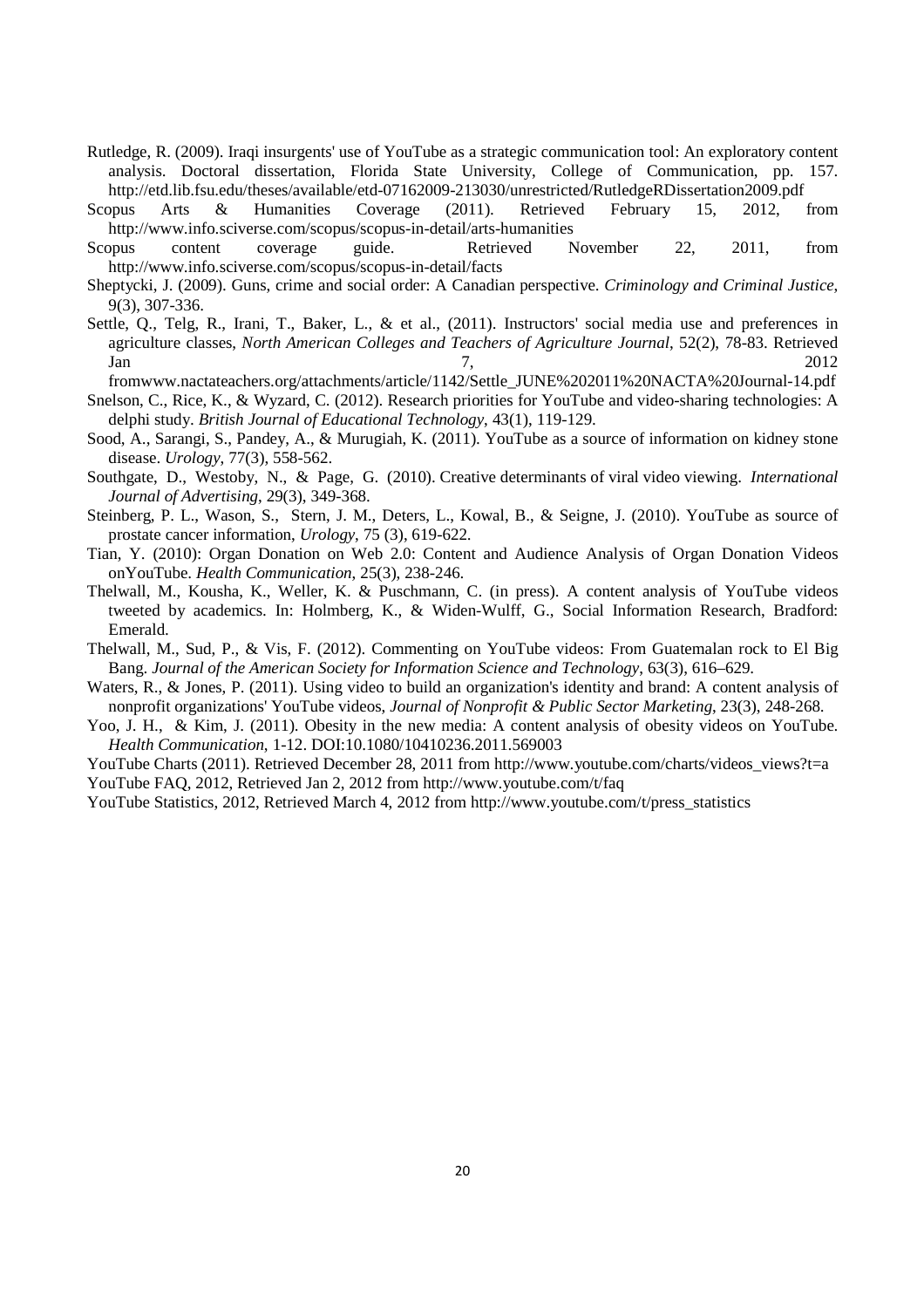Rutledge, R. (2009). Iraqi insurgents' use of YouTube as a strategic communication tool: An exploratory content analysis. Doctoral dissertation, Florida State University, College of Communication, pp. 157. http://etd.lib.fsu.edu/theses/available/etd-07162009-213030/unrestricted/RutledgeRDissertation2009.pdf

Scopus Arts & Humanities Coverage (2011). Retrieved February 15, 2012, from http://www.info.sciverse.com/scopus/scopus-in-detail/arts-humanities

Scopus content coverage guide. Retrieved November 22, 2011, from http://www.info.sciverse.com/scopus/scopus-in-detail/facts

Sheptycki, J. (2009). Guns, crime and social order: A Canadian perspective. *Criminology and Criminal Justice*, 9(3), 307-336.

Settle, Q., Telg, R., Irani, T., Baker, L., & et al., (2011). Instructors' social media use and preferences in agriculture classes, *North American Colleges and Teachers of Agriculture Journal*, 52(2), 78-83. Retrieved Jan 7, 2012 fromwww.nactateachers.org/attachments/article/1142/Settle_JUNE%202011%20NACTA%20Journal-14.pdf

Snelson, C., Rice, K., & Wyzard, C. (2012). Research priorities for YouTube and video-sharing technologies: A delphi study. *British Journal of Educational Technology*, 43(1), 119-129.

Sood, A., Sarangi, S., Pandey, A., & Murugiah, K. (2011). YouTube as a source of information on kidney stone disease. *Urology*, 77(3), 558-562.

Southgate, D., Westoby, N., & Page, G. (2010). Creative determinants of viral video viewing. *International Journal of Advertising*, 29(3), 349-368.

Steinberg, P. L., Wason, S., Stern, J. M., Deters, L., Kowal, B., & Seigne, J. (2010). YouTube as source of prostate cancer information, *Urology*, 75 (3), 619-622.

Tian, Y. (2010): Organ Donation on Web 2.0: Content and Audience Analysis of Organ Donation Videos onYouTube. *Health Communication*, 25(3), 238-246.

Thelwall, M., Kousha, K., Weller, K. & Puschmann, C. (in press). A content analysis of YouTube videos tweeted by academics. In: Holmberg, K., & Widen-Wulff, G., Social Information Research, Bradford: Emerald.

Thelwall, M., Sud, P., & Vis, F. (2012). Commenting on YouTube videos: From Guatemalan rock to El Big Bang. *Journal of the American Society for Information Science and Technology*, 63(3), 616–629.

Waters, R., & Jones, P. (2011). Using video to build an organization's identity and brand: A content analysis of nonprofit organizations' YouTube videos, *Journal of Nonprofit & Public Sector Marketing*, 23(3), 248-268.

Yoo, J. H., & Kim, J. (2011). Obesity in the new media: A content analysis of obesity videos on YouTube. *Health Communication*, 1-12. DOI:10.1080/10410236.2011.569003

YouTube Charts (2011). Retrieved December 28, 2011 from http://www.youtube.com/charts/videos_views?t=a

YouTube FAQ, 2012, Retrieved Jan 2, 2012 from http://www.youtube.com/t/faq

YouTube Statistics, 2012, Retrieved March 4, 2012 from http://www.youtube.com/t/press_statistics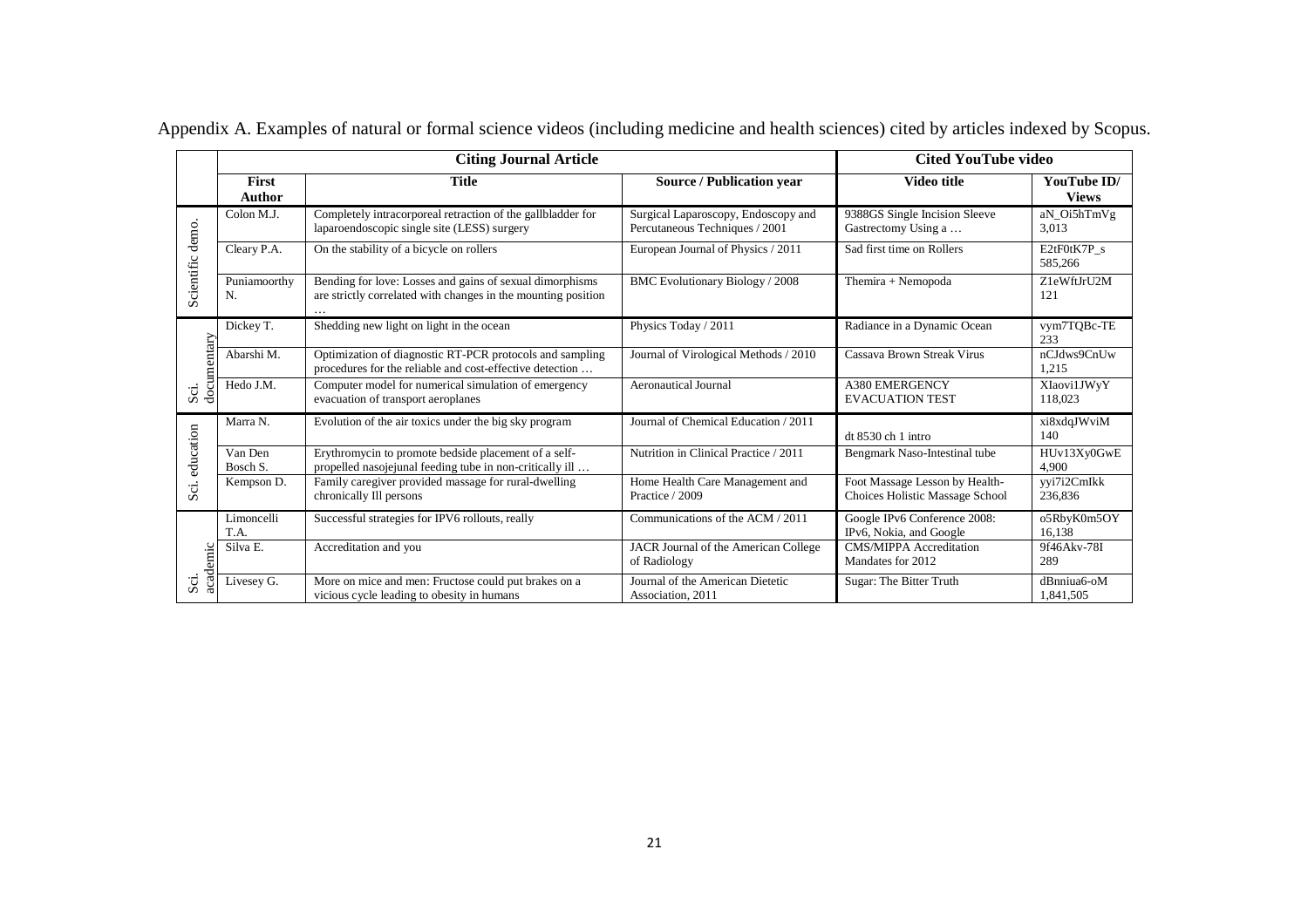Appendix A. Examples of natural or formal science videos (including medicine and health sciences) cited by articles indexed by Scopus.

| | Citing Journal Article | | | Cited YouTube video | |
|---|---|---|---|---|---|
| | **First Author** | **Title** | **Source / Publication year** | **Video title** | **YouTube ID/ Views** |
| Scientific demo. | Colon M.J. | Completely intracorporeal retraction of the gallbladder for laparoendoscopic single site (LESS) surgery | Surgical Laparoscopy, Endoscopy and Percutaneous Techniques / 2001 | 9388GS Single Incision Sleeve Gastrectomy Using a … | aN_Oi5hTmVg 3,013 |
| | Cleary P.A. | On the stability of a bicycle on rollers | European Journal of Physics / 2011 | Sad first time on Rollers | E2tF0tK7P_s 585,266 |
| | Puniamoorthy N. | Bending for love: Losses and gains of sexual dimorphisms are strictly correlated with changes in the mounting position … | BMC Evolutionary Biology / 2008 | Themira + Nemopoda | Z1eWftJrU2M 121 |
| Sci. documentary | Dickey T. | Shedding new light on light in the ocean | Physics Today / 2011 | Radiance in a Dynamic Ocean | vym7TQBc-TE 233 |
| | Abarshi M. | Optimization of diagnostic RT-PCR protocols and sampling procedures for the reliable and cost-effective detection … | Journal of Virological Methods / 2010 | Cassava Brown Streak Virus | nCJdws9CnUw 1,215 |
| | Hedo J.M. | Computer model for numerical simulation of emergency evacuation of transport aeroplanes | Aeronautical Journal | A380 EMERGENCY EVACUATION TEST | XIaovi1JWyY 118,023 |
| Sci. education | Marra N. | Evolution of the air toxics under the big sky program | Journal of Chemical Education / 2011 | dt 8530 ch 1 intro | xi8xdqJWviM 140 |
| | Van Den Bosch S. | Erythromycin to promote bedside placement of a self-propelled nasojejunal feeding tube in non-critically ill … | Nutrition in Clinical Practice / 2011 | Bengmark Naso-Intestinal tube | HUv13Xy0GwE 4,900 |
| | Kempson D. | Family caregiver provided massage for rural-dwelling chronically Ill persons | Home Health Care Management and Practice / 2009 | Foot Massage Lesson by Health-Choices Holistic Massage School | yyi7i2CmIkk 236,836 |
| Sci. academic | Limoncelli T.A. | Successful strategies for IPV6 rollouts, really | Communications of the ACM / 2011 | Google IPv6 Conference 2008: IPv6, Nokia, and Google | o5RbyK0m5OY 16,138 |
| | Silva E. | Accreditation and you | JACR Journal of the American College of Radiology | CMS/MIPPA Accreditation Mandates for 2012 | 9f46Akv-78I 289 |
| | Livesey G. | More on mice and men: Fructose could put brakes on a vicious cycle leading to obesity in humans | Journal of the American Dietetic Association, 2011 | Sugar: The Bitter Truth | dBnniua6-oM 1,841,505 |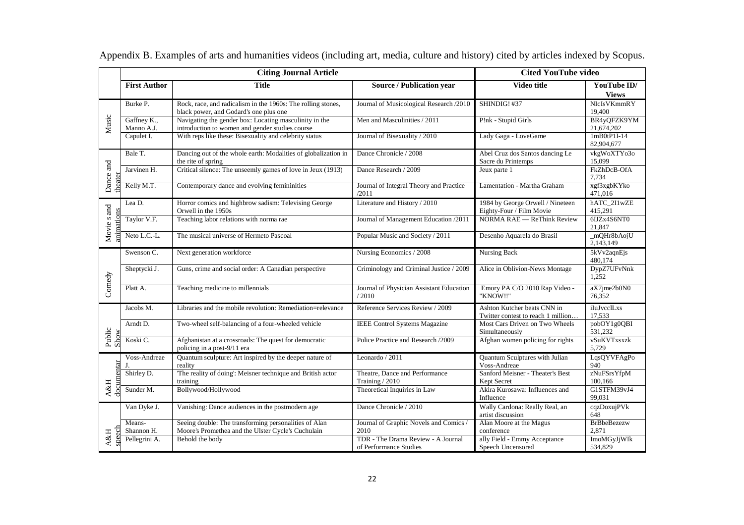Appendix B. Examples of arts and humanities videos (including art, media, culture and history) cited by articles indexed by Scopus.

| | Citing Journal Article | | | Cited YouTube video | |
|---|---|---|---|---|---|
| | First Author | Title | Source / Publication year | Video title | YouTube ID/ Views |
| Music | Burke P. | Rock, race, and radicalism in the 1960s: The rolling stones, black power, and Godard's one plus one | Journal of Musicological Research /2010 | SHINDIG! #37 | NIcIsVKmmRY 19,400 |
| | Gaffney K., Manno A.J. | Navigating the gender box: Locating masculinity in the introduction to women and gender studies course | Men and Masculinities / 2011 | P!nk - Stupid Girls | BR4yQFZK9YM 21,674,202 |
| | Capulet I. | With reps like these: Bisexuality and celebrity status | Journal of Bisexuality / 2010 | Lady Gaga - LoveGame | 1mB0tP1I-14 82,904,677 |
| Dance and theater | Bale T. | Dancing out of the whole earth: Modalities of globalization in the rite of spring | Dance Chronicle / 2008 | Abel Cruz dos Santos dancing Le Sacre du Printemps | vkgWoXTYo3o 15,099 |
| | Jarvinen H. | Critical silence: The unseemly games of love in Jeux (1913) | Dance Research / 2009 | Jeux parte 1 | FkZhDcB-OfA 7,734 |
| | Kelly M.T. | Contemporary dance and evolving femininities | Journal of Integral Theory and Practice /2011 | Lamentation - Martha Graham | xgf3xgbKYko 471,016 |
| Movie s and animations | Lea D. | Horror comics and highbrow sadism: Televising George Orwell in the 1950s | Literature and History / 2010 | 1984 by George Orwell / Nineteen Eighty-Four / Film Movie | hATC_2I1wZE 415,291 |
| | Taylor V.F. | Teaching labor relations with norma rae | Journal of Management Education /2011 | NORMA RAE — ReThink Review | 6IJZx4S6NT0 21,847 |
| | Neto L.C.-L. | The musical universe of Hermeto Pascoal | Popular Music and Society / 2011 | Desenho Aquarela do Brasil | _mQHr8bAojU 2,143,149 |
| Comedy | Swenson C. | Next generation workforce | Nursing Economics / 2008 | Nursing Back | 5kVv2aqnEjs 480,174 |
| | Sheptycki J. | Guns, crime and social order: A Canadian perspective | Criminology and Criminal Justice / 2009 | Alice in Oblivion-News Montage | DypZ7UFvNnk 1,252 |
| | Platt A. | Teaching medicine to millennials | Journal of Physician Assistant Education / 2010 | Emory PA C/O 2010 Rap Video - "KNOW!!" | aX7jme2b0N0 76,352 |
| Public Show | Jacobs M. | Libraries and the mobile revolution: Remediation=relevance | Reference Services Review / 2009 | Ashton Kutcher beats CNN in Twitter contest to reach 1 million… | iIuJvcclLxs 17,533 |
| | Arndt D. | Two-wheel self-balancing of a four-wheeled vehicle | IEEE Control Systems Magazine | Most Cars Driven on Two Wheels Simultaneously | pobOY1g0QBI 531,232 |
| | Koski C. | Afghanistan at a crossroads: The quest for democratic policing in a post-9/11 era | Police Practice and Research /2009 | Afghan women policing for rights | vSuKVTxsxzk 5,729 |
| A&H documentar | Voss-Andreae J. | Quantum sculpture: Art inspired by the deeper nature of reality | Leonardo / 2011 | Quantum Sculptures with Julian Voss-Andreae | LqsQYVFAgPo 940 |
| | Shirley D. | 'The reality of doing': Meisner technique and British actor training | Theatre, Dance and Performance Training / 2010 | Sanford Meisner - Theater's Best Kept Secret | zNuFSrsYfpM 100,166 |
| | Sunder M. | Bollywood/Hollywood | Theoretical Inquiries in Law | Akira Kurosawa: Influences and Influence | G1STFM39vJ4 99,031 |
| A&H speech | Van Dyke J. | Vanishing: Dance audiences in the postmodern age | Dance Chronicle / 2010 | Wally Cardona: Really Real, an artist discussion | cqzDoxujPVk 648 |
| | Means-Shannon H. | Seeing double: The transforming personalities of Alan Moore's Promethea and the Ulster Cycle's Cuchulain | Journal of Graphic Novels and Comics / 2010 | Alan Moore at the Magus conference | BrBbeBezezw 2,871 |
| | Pellegrini A. | Behold the body | TDR - The Drama Review - A Journal of Performance Studies | ally Field - Emmy Acceptance Speech Uncensored | ImoMGyJjWIk 534,829 |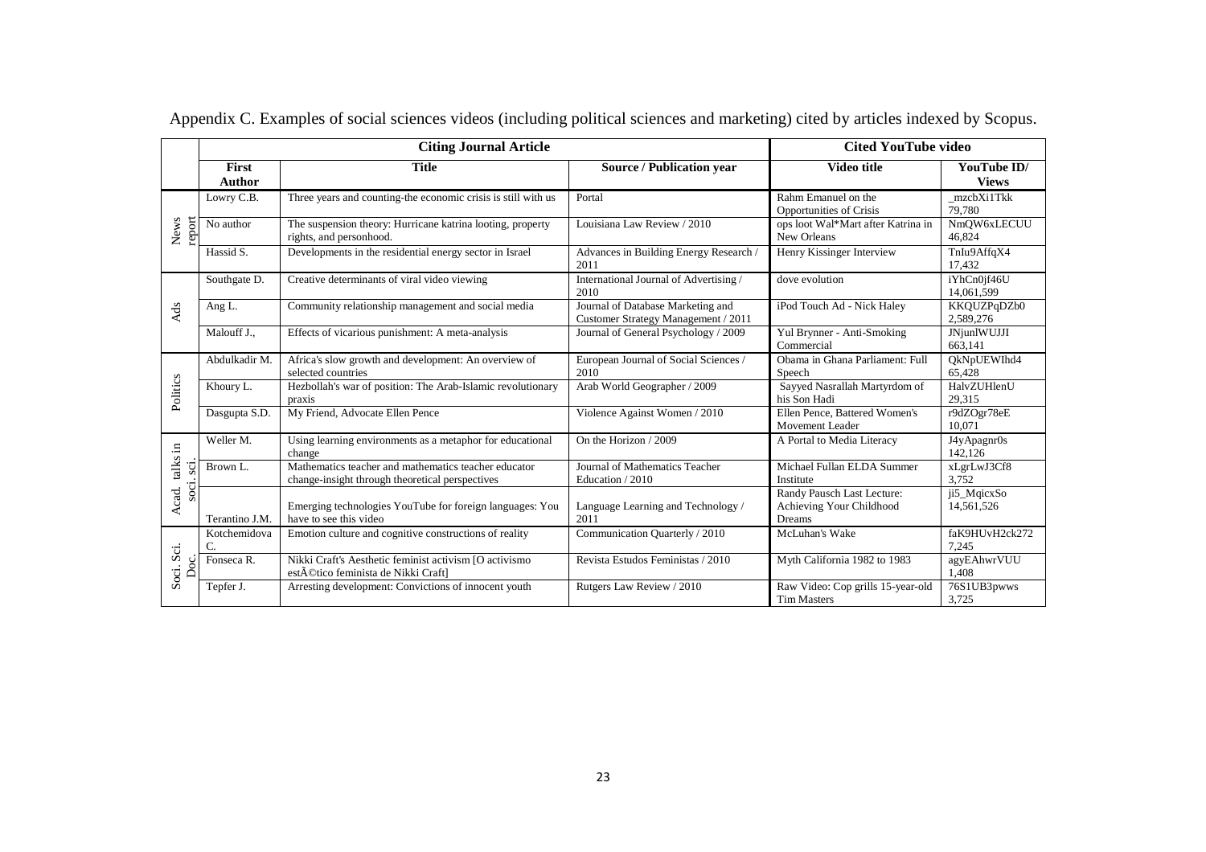Appendix C. Examples of social sciences videos (including political sciences and marketing) cited by articles indexed by Scopus.

| | Citing Journal Article | | | Cited YouTube video | |
|---|---|---|---|---|---|
| | **First Author** | **Title** | **Source / Publication year** | **Video title** | **YouTube ID/ Views** |
| News report | Lowry C.B. | Three years and counting-the economic crisis is still with us | Portal | Rahm Emanuel on the Opportunities of Crisis | _mzcbXi1Tkk 79,780 |
| | No author | The suspension theory: Hurricane katrina looting, property rights, and personhood. | Louisiana Law Review / 2010 | ops loot Wal*Mart after Katrina in New Orleans | NmQW6xLECUU 46,824 |
| | Hassid S. | Developments in the residential energy sector in Israel | Advances in Building Energy Research / 2011 | Henry Kissinger Interview | TnIu9AffqX4 17,432 |
| Ads | Southgate D. | Creative determinants of viral video viewing | International Journal of Advertising / 2010 | dove evolution | iYhCn0jf46U 14,061,599 |
| | Ang L. | Community relationship management and social media | Journal of Database Marketing and Customer Strategy Management / 2011 | iPod Touch Ad - Nick Haley | KKQUZPqDZb0 2,589,276 |
| | Malouff J., | Effects of vicarious punishment: A meta-analysis | Journal of General Psychology / 2009 | Yul Brynner - Anti-Smoking Commercial | JNjunlWUJJI 663,141 |
| Politics | Abdulkadir M. | Africa's slow growth and development: An overview of selected countries | European Journal of Social Sciences / 2010 | Obama in Ghana Parliament: Full Speech | QkNpUEWIhd4 65,428 |
| | Khoury L. | Hezbollah's war of position: The Arab-Islamic revolutionary praxis | Arab World Geographer / 2009 | Sayyed Nasrallah Martyrdom of his Son Hadi | HalvZUHlenU 29,315 |
| | Dasgupta S.D. | My Friend, Advocate Ellen Pence | Violence Against Women / 2010 | Ellen Pence, Battered Women's Movement Leader | r9dZOgr78eE 10,071 |
| Acad. talks in soci. sci. | Weller M. | Using learning environments as a metaphor for educational change | On the Horizon / 2009 | A Portal to Media Literacy | J4yApagnr0s 142,126 |
| | Brown L. | Mathematics teacher and mathematics teacher educator change-insight through theoretical perspectives | Journal of Mathematics Teacher Education / 2010 | Michael Fullan ELDA Summer Institute | xLgrLwJ3Cf8 3,752 |
| | Terantino J.M. | Emerging technologies YouTube for foreign languages: You have to see this video | Language Learning and Technology / 2011 | Randy Pausch Last Lecture: Achieving Your Childhood Dreams | ji5_MqicxSo 14,561,526 |
| Soci. Sci. Doc. | Kotchemidova C. | Emotion culture and cognitive constructions of reality | Communication Quarterly / 2010 | McLuhan's Wake | faK9HUvH2ck272 7,245 |
| | Fonseca R. | Nikki Craft's Aesthetic feminist activism [O activismo estÃ©tico feminista de Nikki Craft] | Revista Estudos Feministas / 2010 | Myth California 1982 to 1983 | agyEAhwrVUU 1,408 |
| | Tepfer J. | Arresting development: Convictions of innocent youth | Rutgers Law Review / 2010 | Raw Video: Cop grills 15-year-old Tim Masters | 76S1UB3pwws 3,725 |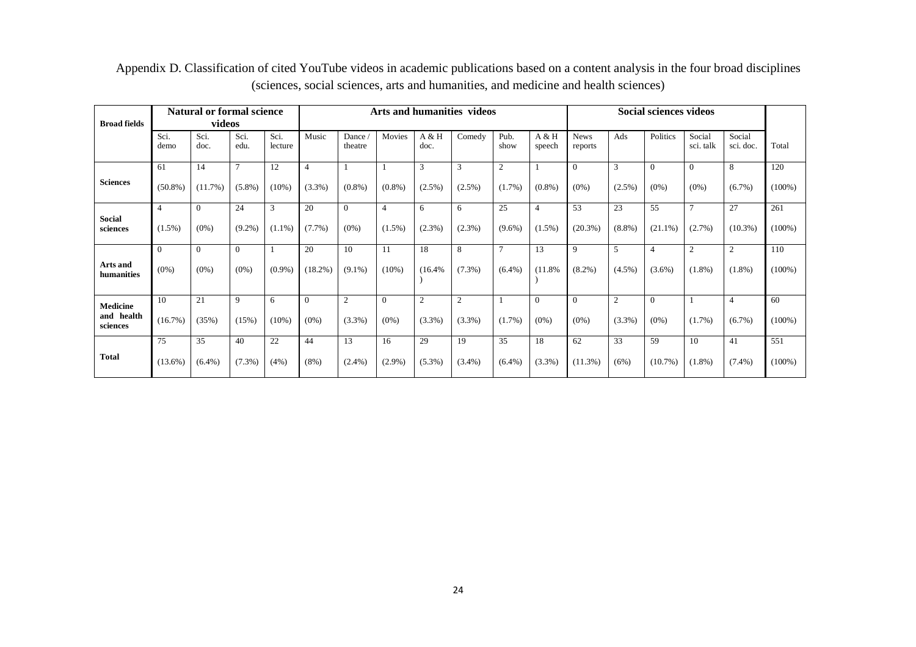Appendix D. Classification of cited YouTube videos in academic publications based on a content analysis in the four broad disciplines (sciences, social sciences, arts and humanities, and medicine and health sciences)

| Broad fields | Natural or formal science videos | | | | Arts and humanities videos | | | | | | | Social sciences videos | | | | | |
|---|---|---|---|---|---|---|---|---|---|---|---|---|---|---|---|---|---|
| | Sci. demo | Sci. doc. | Sci. edu. | Sci. lecture | Music | Dance / theatre | Movies | A & H doc. | Comedy | Pub. show | A & H speech | News reports | Ads | Politics | Social sci. talk | Social sci. doc. | Total |
| **Sciences** | 61 (50.8%) | 14 (11.7%) | 7 (5.8%) | 12 (10%) | 4 (3.3%) | 1 (0.8%) | 1 (0.8%) | 3 (2.5%) | 3 (2.5%) | 2 (1.7%) | 1 (0.8%) | 0 (0%) | 3 (2.5%) | 0 (0%) | 0 (0%) | 8 (6.7%) | 120 (100%) |
| **Social sciences** | 4 (1.5%) | 0 (0%) | 24 (9.2%) | 3 (1.1%) | 20 (7.7%) | 0 (0%) | 4 (1.5%) | 6 (2.3%) | 6 (2.3%) | 25 (9.6%) | 4 (1.5%) | 53 (20.3%) | 23 (8.8%) | 55 (21.1%) | 7 (2.7%) | 27 (10.3%) | 261 (100%) |
| **Arts and humanities** | 0 (0%) | 0 (0%) | 0 (0%) | 1 (0.9%) | 20 (18.2%) | 10 (9.1%) | 11 (10%) | 18 (16.4%) | 8 (7.3%) | 7 (6.4%) | 13 (11.8%) | 9 (8.2%) | 5 (4.5%) | 4 (3.6%) | 2 (1.8%) | 2 (1.8%) | 110 (100%) |
| **Medicine and health sciences** | 10 (16.7%) | 21 (35%) | 9 (15%) | 6 (10%) | 0 (0%) | 2 (3.3%) | 0 (0%) | 2 (3.3%) | 2 (3.3%) | 1 (1.7%) | 0 (0%) | 0 (0%) | 2 (3.3%) | 0 (0%) | 1 (1.7%) | 4 (6.7%) | 60 (100%) |
| **Total** | 75 (13.6%) | 35 (6.4%) | 40 (7.3%) | 22 (4%) | 44 (8%) | 13 (2.4%) | 16 (2.9%) | 29 (5.3%) | 19 (3.4%) | 35 (6.4%) | 18 (3.3%) | 62 (11.3%) | 33 (6%) | 59 (10.7%) | 10 (1.8%) | 41 (7.4%) | 551 (100%) |